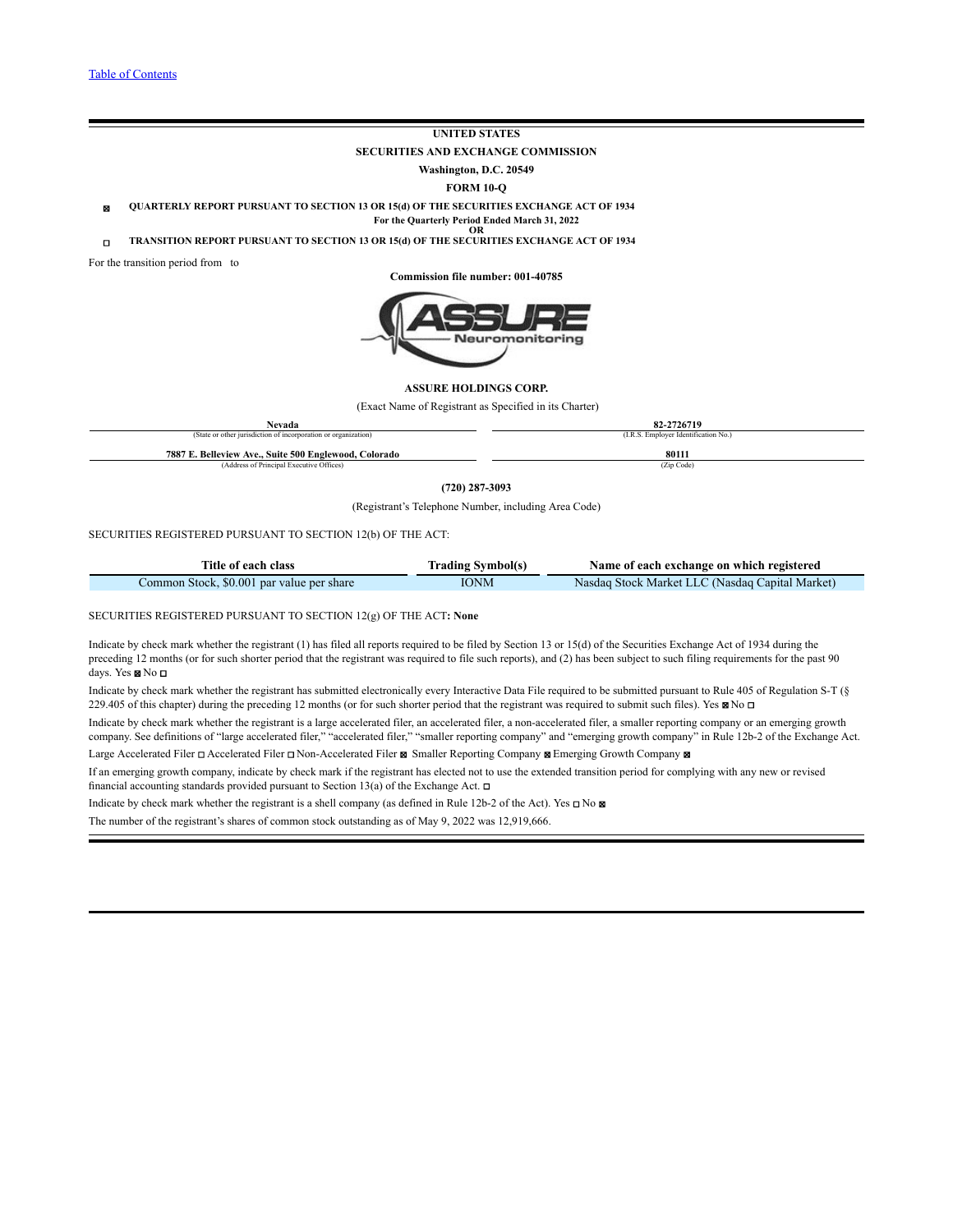[Table of Contents](#)

**UNITED STATES**

**SECURITIES AND EXCHANGE COMMISSION**

**Washington, D.C. 20549**

**FORM 10-Q**

☒ **QUARTERLY REPORT PURSUANT TO SECTION 13 OR 15(d) OF THE SECURITIES EXCHANGE ACT OF 1934**

**For the Quarterly Period Ended March 31, 2022**

**OR**

☐ **TRANSITION REPORT PURSUANT TO SECTION 13 OR 15(d) OF THE SECURITIES EXCHANGE ACT OF 1934**

For the transition period from to

**Commission file number: 001-40785**

**ASSURE HOLDINGS CORP.**

(Exact Name of Registrant as Specified in its Charter)

| **Nevada** | **82-2726719** |
|---|---|
| (State or other jurisdiction of incorporation or organization) | (I.R.S. Employer Identification No.) |
| **7887 E. Belleview Ave., Suite 500 Englewood, Colorado** | **80111** |
| (Address of Principal Executive Offices) | (Zip Code) |

**(720) 287-3093**

(Registrant's Telephone Number, including Area Code)

SECURITIES REGISTERED PURSUANT TO SECTION 12(b) OF THE ACT:

| Title of each class | Trading Symbol(s) | Name of each exchange on which registered |
|---|---|---|
| Common Stock, $0.001 par value per share | IONM | Nasdaq Stock Market LLC (Nasdaq Capital Market) |

SECURITIES REGISTERED PURSUANT TO SECTION 12(g) OF THE ACT**: None**

Indicate by check mark whether the registrant (1) has filed all reports required to be filed by Section 13 or 15(d) of the Securities Exchange Act of 1934 during the preceding 12 months (or for such shorter period that the registrant was required to file such reports), and (2) has been subject to such filing requirements for the past 90 days. Yes ☒ No ☐

Indicate by check mark whether the registrant has submitted electronically every Interactive Data File required to be submitted pursuant to Rule 405 of Regulation S-T (§ 229.405 of this chapter) during the preceding 12 months (or for such shorter period that the registrant was required to submit such files). Yes ☒ No ☐

Indicate by check mark whether the registrant is a large accelerated filer, an accelerated filer, a non-accelerated filer, a smaller reporting company or an emerging growth company. See definitions of "large accelerated filer," "accelerated filer," "smaller reporting company" and "emerging growth company" in Rule 12b-2 of the Exchange Act.

Large Accelerated Filer ☐ Accelerated Filer ☐ Non-Accelerated Filer ☒ Smaller Reporting Company ☒ Emerging Growth Company ☒

If an emerging growth company, indicate by check mark if the registrant has elected not to use the extended transition period for complying with any new or revised financial accounting standards provided pursuant to Section 13(a) of the Exchange Act. ☐

Indicate by check mark whether the registrant is a shell company (as defined in Rule 12b-2 of the Act). Yes ☐ No ☒

The number of the registrant's shares of common stock outstanding as of May 9, 2022 was 12,919,666.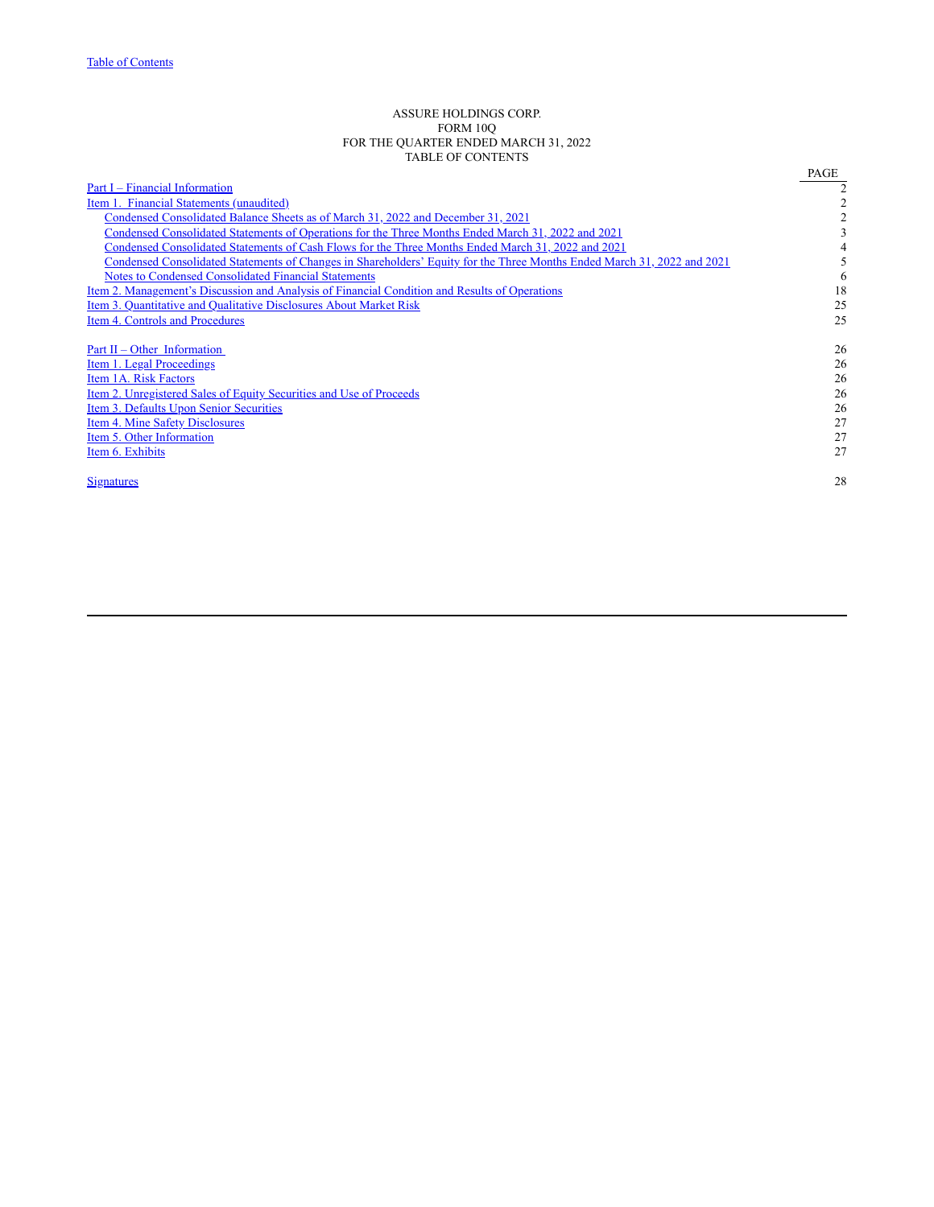ASSURE HOLDINGS CORP.
FORM 10Q
FOR THE QUARTER ENDED MARCH 31, 2022
TABLE OF CONTENTS

| | PAGE |
|---|---|
| Part I – Financial Information | 2 |
| Item 1. Financial Statements (unaudited) | 2 |
| Condensed Consolidated Balance Sheets as of March 31, 2022 and December 31, 2021 | 2 |
| Condensed Consolidated Statements of Operations for the Three Months Ended March 31, 2022 and 2021 | 3 |
| Condensed Consolidated Statements of Cash Flows for the Three Months Ended March 31, 2022 and 2021 | 4 |
| Condensed Consolidated Statements of Changes in Shareholders' Equity for the Three Months Ended March 31, 2022 and 2021 | 5 |
| Notes to Condensed Consolidated Financial Statements | 6 |
| Item 2. Management's Discussion and Analysis of Financial Condition and Results of Operations | 18 |
| Item 3. Quantitative and Qualitative Disclosures About Market Risk | 25 |
| Item 4. Controls and Procedures | 25 |
| | |
| Part II – Other Information | 26 |
| Item 1. Legal Proceedings | 26 |
| Item 1A. Risk Factors | 26 |
| Item 2. Unregistered Sales of Equity Securities and Use of Proceeds | 26 |
| Item 3. Defaults Upon Senior Securities | 26 |
| Item 4. Mine Safety Disclosures | 27 |
| Item 5. Other Information | 27 |
| Item 6. Exhibits | 27 |
| | |
| Signatures | 28 |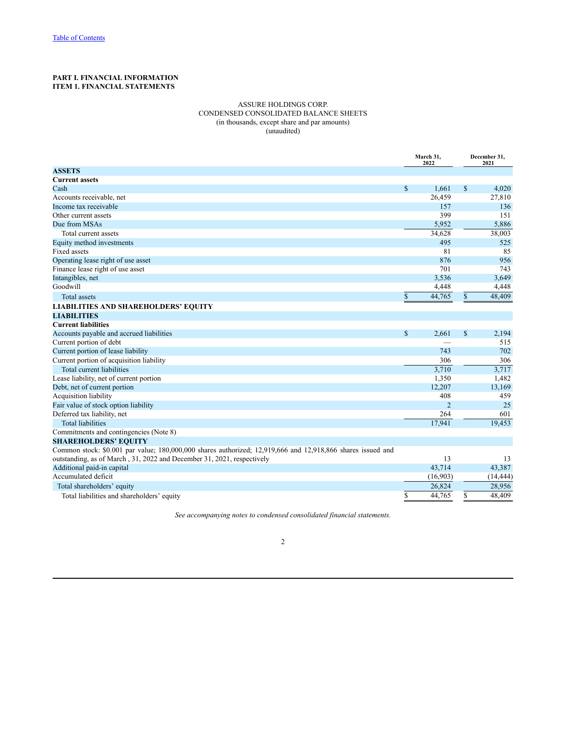[Table of Contents](#)

**PART I. FINANCIAL INFORMATION**
**ITEM 1. FINANCIAL STATEMENTS**

ASSURE HOLDINGS CORP.
CONDENSED CONSOLIDATED BALANCE SHEETS
(in thousands, except share and par amounts)
(unaudited)

| | March 31, 2022 | December 31, 2021 |
|---|---|---|
| **ASSETS** | | |
| **Current assets** | | |
| Cash | $ 1,661 | $ 4,020 |
| Accounts receivable, net | 26,459 | 27,810 |
| Income tax receivable | 157 | 136 |
| Other current assets | 399 | 151 |
| Due from MSAs | 5,952 | 5,886 |
| Total current assets | 34,628 | 38,003 |
| Equity method investments | 495 | 525 |
| Fixed assets | 81 | 85 |
| Operating lease right of use asset | 876 | 956 |
| Finance lease right of use asset | 701 | 743 |
| Intangibles, net | 3,536 | 3,649 |
| Goodwill | 4,448 | 4,448 |
| Total assets | $ 44,765 | $ 48,409 |
| **LIABILITIES AND SHAREHOLDERS' EQUITY** | | |
| **LIABILITIES** | | |
| **Current liabilities** | | |
| Accounts payable and accrued liabilities | $ 2,661 | $ 2,194 |
| Current portion of debt | — | 515 |
| Current portion of lease liability | 743 | 702 |
| Current portion of acquisition liability | 306 | 306 |
| Total current liabilities | 3,710 | 3,717 |
| Lease liability, net of current portion | 1,350 | 1,482 |
| Debt, net of current portion | 12,207 | 13,169 |
| Acquisition liability | 408 | 459 |
| Fair value of stock option liability | 2 | 25 |
| Deferred tax liability, net | 264 | 601 |
| Total liabilities | 17,941 | 19,453 |
| Commitments and contingencies (Note 8) | | |
| **SHAREHOLDERS' EQUITY** | | |
| Common stock: $0.001 par value; 180,000,000 shares authorized; 12,919,666 and 12,918,866 shares issued and outstanding, as of March , 31, 2022 and December 31, 2021, respectively | 13 | 13 |
| Additional paid-in capital | 43,714 | 43,387 |
| Accumulated deficit | (16,903) | (14,444) |
| Total shareholders' equity | 26,824 | 28,956 |
| Total liabilities and shareholders' equity | $ 44,765 | $ 48,409 |

*See accompanying notes to condensed consolidated financial statements.*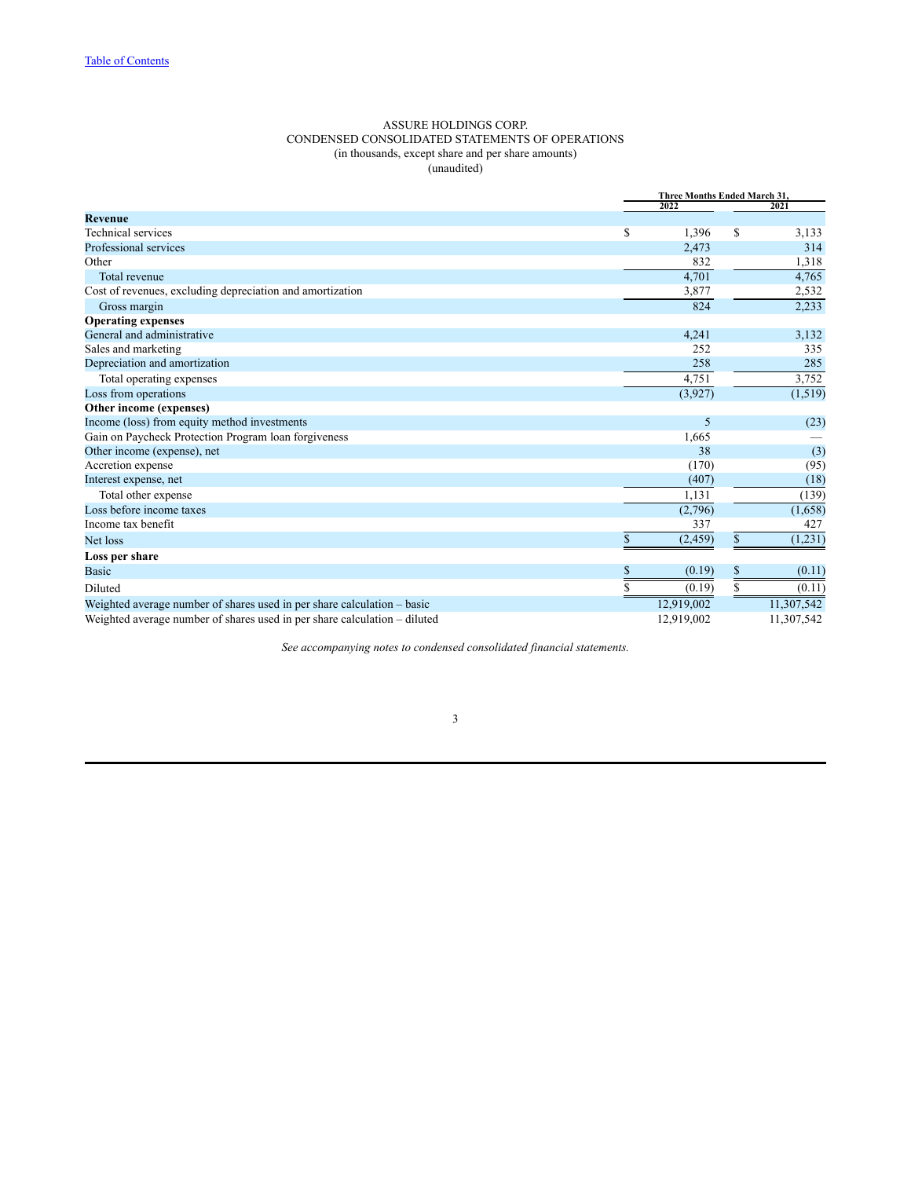[Table of Contents](#)

ASSURE HOLDINGS CORP.
CONDENSED CONSOLIDATED STATEMENTS OF OPERATIONS
(in thousands, except share and per share amounts)
(unaudited)

| | Three Months Ended March 31, | |
|---|---|---|
| | 2022 | 2021 |
| **Revenue** | | |
| Technical services | $ 1,396 | $ 3,133 |
| Professional services | 2,473 | 314 |
| Other | 832 | 1,318 |
| Total revenue | 4,701 | 4,765 |
| Cost of revenues, excluding depreciation and amortization | 3,877 | 2,532 |
| Gross margin | 824 | 2,233 |
| **Operating expenses** | | |
| General and administrative | 4,241 | 3,132 |
| Sales and marketing | 252 | 335 |
| Depreciation and amortization | 258 | 285 |
| Total operating expenses | 4,751 | 3,752 |
| Loss from operations | (3,927) | (1,519) |
| **Other income (expenses)** | | |
| Income (loss) from equity method investments | 5 | (23) |
| Gain on Paycheck Protection Program loan forgiveness | 1,665 | — |
| Other income (expense), net | 38 | (3) |
| Accretion expense | (170) | (95) |
| Interest expense, net | (407) | (18) |
| Total other expense | 1,131 | (139) |
| Loss before income taxes | (2,796) | (1,658) |
| Income tax benefit | 337 | 427 |
| Net loss | $ (2,459) | $ (1,231) |
| **Loss per share** | | |
| Basic | $ (0.19) | $ (0.11) |
| Diluted | $ (0.19) | $ (0.11) |
| Weighted average number of shares used in per share calculation – basic | 12,919,002 | 11,307,542 |
| Weighted average number of shares used in per share calculation – diluted | 12,919,002 | 11,307,542 |

*See accompanying notes to condensed consolidated financial statements.*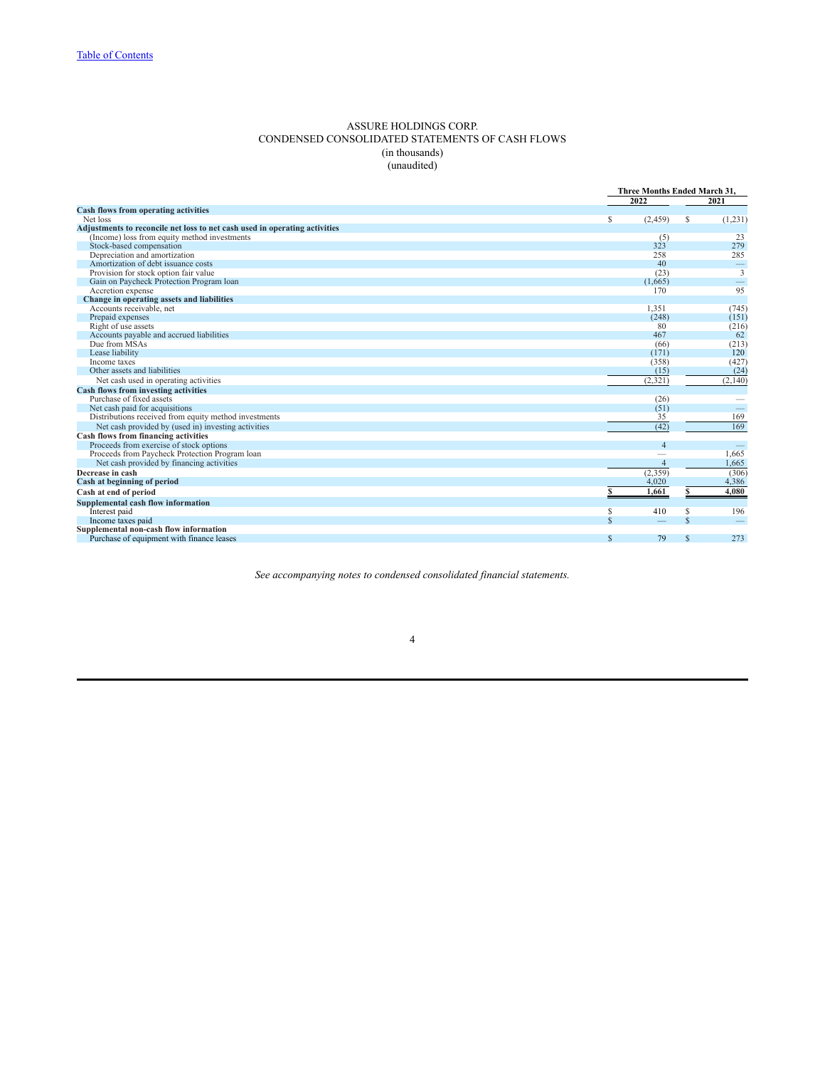[Table of Contents](#)

# ASSURE HOLDINGS CORP.
## CONDENSED CONSOLIDATED STATEMENTS OF CASH FLOWS
(in thousands)
(unaudited)

| | Three Months Ended March 31, | |
|---|---|---|
| | **2022** | **2021** |
| **Cash flows from operating activities** | | |
| Net loss | $ (2,459) | $ (1,231) |
| **Adjustments to reconcile net loss to net cash used in operating activities** | | |
| (Income) loss from equity method investments | (5) | 23 |
| Stock-based compensation | 323 | 279 |
| Depreciation and amortization | 258 | 285 |
| Amortization of debt issuance costs | 40 | — |
| Provision for stock option fair value | (23) | 3 |
| Gain on Paycheck Protection Program loan | (1,665) | — |
| Accretion expense | 170 | 95 |
| **Change in operating assets and liabilities** | | |
| Accounts receivable, net | 1,351 | (745) |
| Prepaid expenses | (248) | (151) |
| Right of use assets | 80 | (216) |
| Accounts payable and accrued liabilities | 467 | 62 |
| Due from MSAs | (66) | (213) |
| Lease liability | (171) | 120 |
| Income taxes | (358) | (427) |
| Other assets and liabilities | (15) | (24) |
| Net cash used in operating activities | (2,321) | (2,140) |
| **Cash flows from investing activities** | | |
| Purchase of fixed assets | (26) | — |
| Net cash paid for acquisitions | (51) | — |
| Distributions received from equity method investments | 35 | 169 |
| Net cash provided by (used in) investing activities | (42) | 169 |
| **Cash flows from financing activities** | | |
| Proceeds from exercise of stock options | 4 | — |
| Proceeds from Paycheck Protection Program loan | — | 1,665 |
| Net cash provided by financing activities | 4 | 1,665 |
| **Decrease in cash** | (2,359) | (306) |
| **Cash at beginning of period** | 4,020 | 4,386 |
| **Cash at end of period** | **$ 1,661** | **$ 4,080** |
| **Supplemental cash flow information** | | |
| Interest paid | $ 410 | $ 196 |
| Income taxes paid | $ — | $ — |
| **Supplemental non-cash flow information** | | |
| Purchase of equipment with finance leases | $ 79 | $ 273 |

*See accompanying notes to condensed consolidated financial statements.*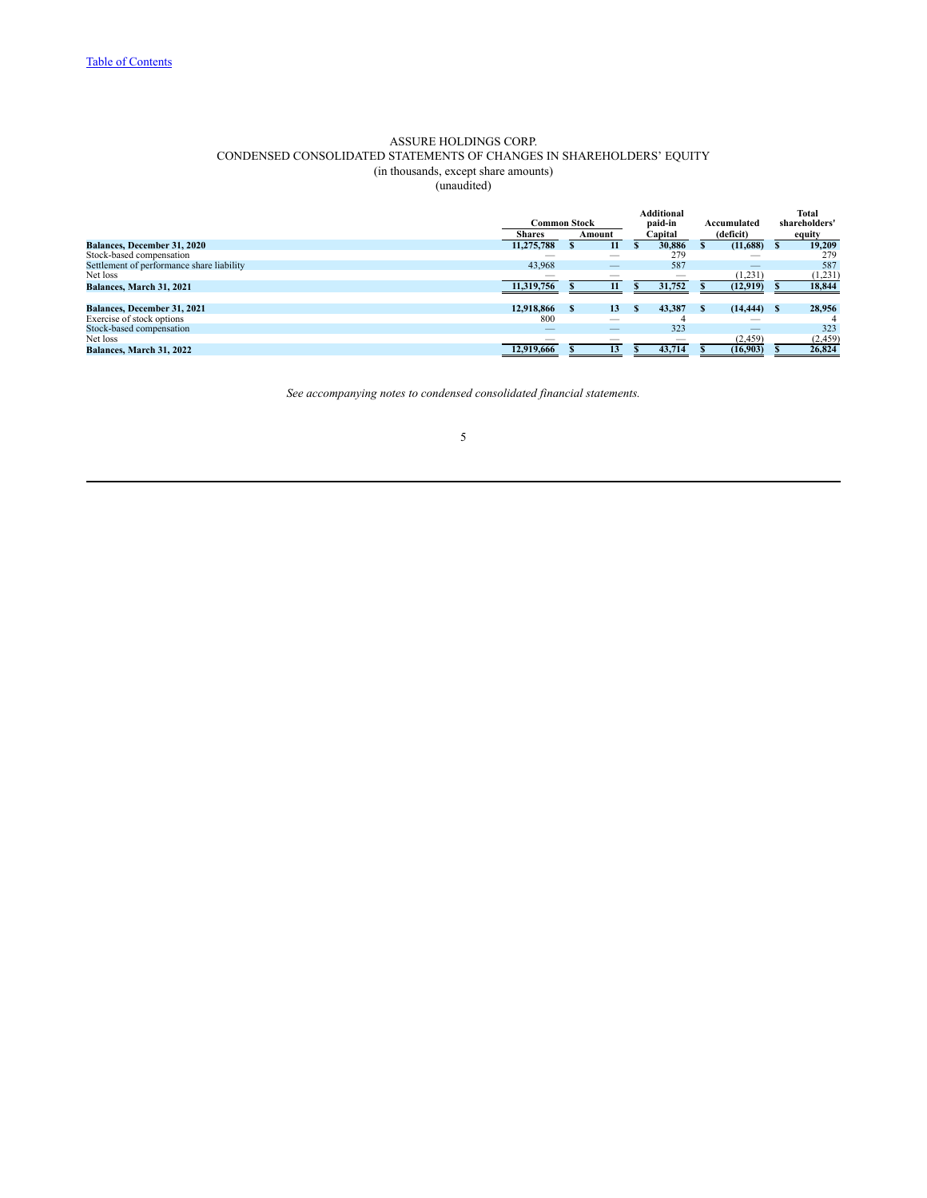ASSURE HOLDINGS CORP.
CONDENSED CONSOLIDATED STATEMENTS OF CHANGES IN SHAREHOLDERS' EQUITY
(in thousands, except share amounts)
(unaudited)

| | Common Stock | | Additional paid-in Capital | Accumulated (deficit) | Total shareholders' equity |
|---|---|---|---|---|---|
| | Shares | Amount | | | |
| **Balances, December 31, 2020** | **11,275,788** | **$ 11** | **$ 30,886** | **$ (11,688)** | **$ 19,209** |
| Stock-based compensation | — | — | 279 | — | 279 |
| Settlement of performance share liability | 43,968 | — | 587 | — | 587 |
| Net loss | — | — | — | (1,231) | (1,231) |
| **Balances, March 31, 2021** | **11,319,756** | **$ 11** | **$ 31,752** | **$ (12,919)** | **$ 18,844** |
| | | | | | |
| **Balances, December 31, 2021** | **12,918,866** | **$ 13** | **$ 43,387** | **$ (14,444)** | **$ 28,956** |
| Exercise of stock options | 800 | — | 4 | — | 4 |
| Stock-based compensation | — | — | 323 | — | 323 |
| Net loss | — | — | — | (2,459) | (2,459) |
| **Balances, March 31, 2022** | **12,919,666** | **$ 13** | **$ 43,714** | **$ (16,903)** | **$ 26,824** |

*See accompanying notes to condensed consolidated financial statements.*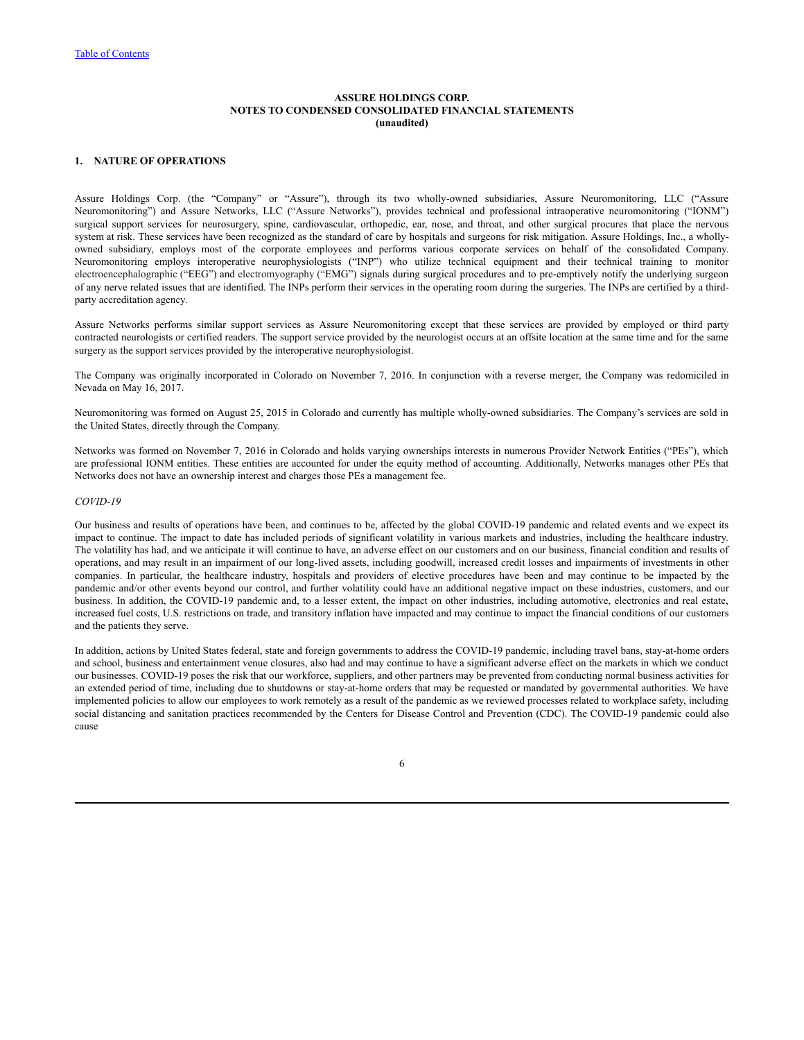**ASSURE HOLDINGS CORP.**
**NOTES TO CONDENSED CONSOLIDATED FINANCIAL STATEMENTS**
**(unaudited)**

## 1. NATURE OF OPERATIONS

Assure Holdings Corp. (the "Company" or "Assure"), through its two wholly-owned subsidiaries, Assure Neuromonitoring, LLC ("Assure Neuromonitoring") and Assure Networks, LLC ("Assure Networks"), provides technical and professional intraoperative neuromonitoring ("IONM") surgical support services for neurosurgery, spine, cardiovascular, orthopedic, ear, nose, and throat, and other surgical procures that place the nervous system at risk. These services have been recognized as the standard of care by hospitals and surgeons for risk mitigation. Assure Holdings, Inc., a wholly-owned subsidiary, employs most of the corporate employees and performs various corporate services on behalf of the consolidated Company. Neuromonitoring employs interoperative neurophysiologists ("INP") who utilize technical equipment and their technical training to monitor electroencephalographic ("EEG") and electromyography ("EMG") signals during surgical procedures and to pre-emptively notify the underlying surgeon of any nerve related issues that are identified. The INPs perform their services in the operating room during the surgeries. The INPs are certified by a third-party accreditation agency.

Assure Networks performs similar support services as Assure Neuromonitoring except that these services are provided by employed or third party contracted neurologists or certified readers. The support service provided by the neurologist occurs at an offsite location at the same time and for the same surgery as the support services provided by the interoperative neurophysiologist.

The Company was originally incorporated in Colorado on November 7, 2016. In conjunction with a reverse merger, the Company was redomiciled in Nevada on May 16, 2017.

Neuromonitoring was formed on August 25, 2015 in Colorado and currently has multiple wholly-owned subsidiaries. The Company's services are sold in the United States, directly through the Company.

Networks was formed on November 7, 2016 in Colorado and holds varying ownerships interests in numerous Provider Network Entities ("PEs"), which are professional IONM entities. These entities are accounted for under the equity method of accounting. Additionally, Networks manages other PEs that Networks does not have an ownership interest and charges those PEs a management fee.

*COVID-19*

Our business and results of operations have been, and continues to be, affected by the global COVID-19 pandemic and related events and we expect its impact to continue. The impact to date has included periods of significant volatility in various markets and industries, including the healthcare industry. The volatility has had, and we anticipate it will continue to have, an adverse effect on our customers and on our business, financial condition and results of operations, and may result in an impairment of our long-lived assets, including goodwill, increased credit losses and impairments of investments in other companies. In particular, the healthcare industry, hospitals and providers of elective procedures have been and may continue to be impacted by the pandemic and/or other events beyond our control, and further volatility could have an additional negative impact on these industries, customers, and our business. In addition, the COVID-19 pandemic and, to a lesser extent, the impact on other industries, including automotive, electronics and real estate, increased fuel costs, U.S. restrictions on trade, and transitory inflation have impacted and may continue to impact the financial conditions of our customers and the patients they serve.

In addition, actions by United States federal, state and foreign governments to address the COVID-19 pandemic, including travel bans, stay-at-home orders and school, business and entertainment venue closures, also had and may continue to have a significant adverse effect on the markets in which we conduct our businesses. COVID-19 poses the risk that our workforce, suppliers, and other partners may be prevented from conducting normal business activities for an extended period of time, including due to shutdowns or stay-at-home orders that may be requested or mandated by governmental authorities. We have implemented policies to allow our employees to work remotely as a result of the pandemic as we reviewed processes related to workplace safety, including social distancing and sanitation practices recommended by the Centers for Disease Control and Prevention (CDC). The COVID-19 pandemic could also cause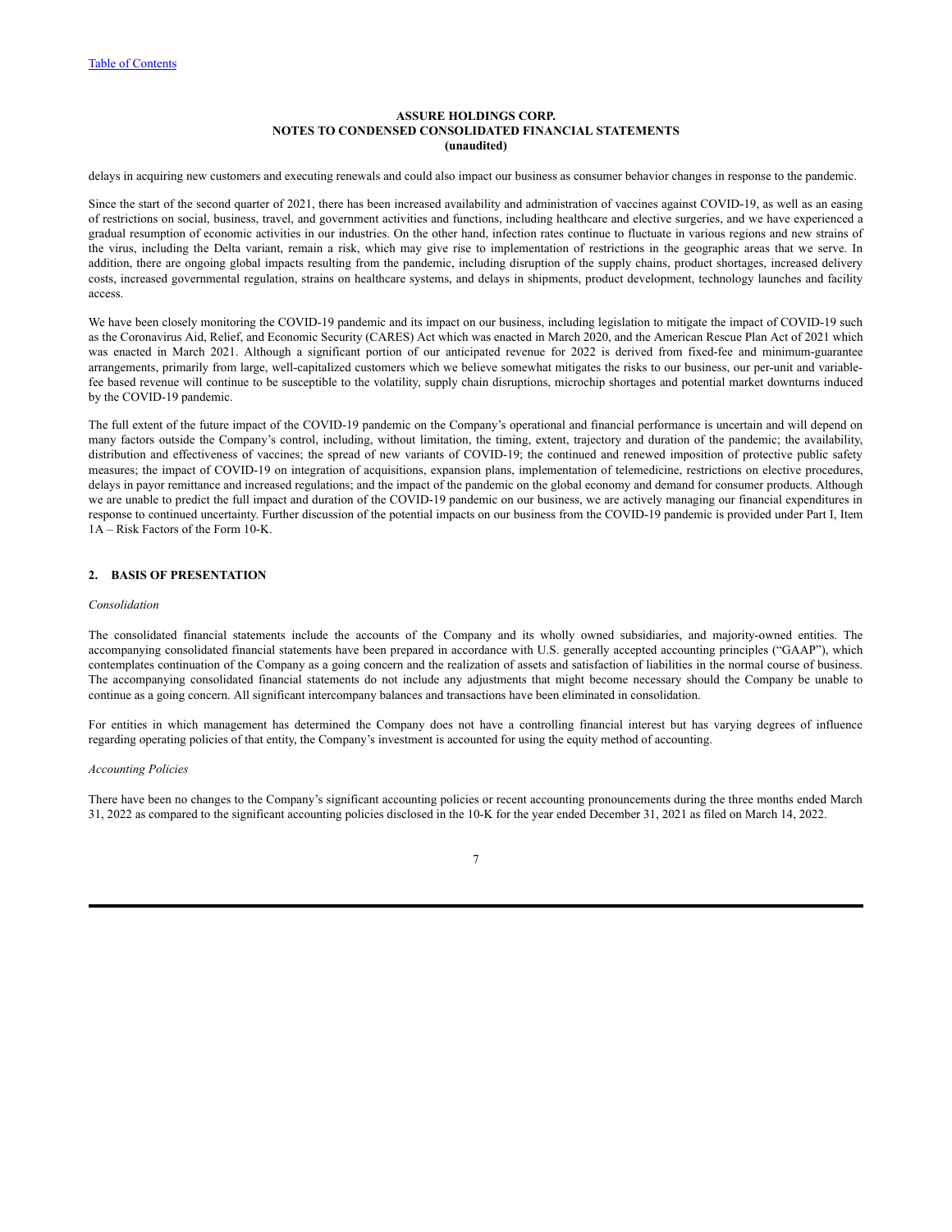delays in acquiring new customers and executing renewals and could also impact our business as consumer behavior changes in response to the pandemic.

Since the start of the second quarter of 2021, there has been increased availability and administration of vaccines against COVID-19, as well as an easing of restrictions on social, business, travel, and government activities and functions, including healthcare and elective surgeries, and we have experienced a gradual resumption of economic activities in our industries. On the other hand, infection rates continue to fluctuate in various regions and new strains of the virus, including the Delta variant, remain a risk, which may give rise to implementation of restrictions in the geographic areas that we serve. In addition, there are ongoing global impacts resulting from the pandemic, including disruption of the supply chains, product shortages, increased delivery costs, increased governmental regulation, strains on healthcare systems, and delays in shipments, product development, technology launches and facility access.

We have been closely monitoring the COVID-19 pandemic and its impact on our business, including legislation to mitigate the impact of COVID-19 such as the Coronavirus Aid, Relief, and Economic Security (CARES) Act which was enacted in March 2020, and the American Rescue Plan Act of 2021 which was enacted in March 2021. Although a significant portion of our anticipated revenue for 2022 is derived from fixed-fee and minimum-guarantee arrangements, primarily from large, well-capitalized customers which we believe somewhat mitigates the risks to our business, our per-unit and variable-fee based revenue will continue to be susceptible to the volatility, supply chain disruptions, microchip shortages and potential market downturns induced by the COVID-19 pandemic.

The full extent of the future impact of the COVID-19 pandemic on the Company's operational and financial performance is uncertain and will depend on many factors outside the Company's control, including, without limitation, the timing, extent, trajectory and duration of the pandemic; the availability, distribution and effectiveness of vaccines; the spread of new variants of COVID-19; the continued and renewed imposition of protective public safety measures; the impact of COVID-19 on integration of acquisitions, expansion plans, implementation of telemedicine, restrictions on elective procedures, delays in payor remittance and increased regulations; and the impact of the pandemic on the global economy and demand for consumer products. Although we are unable to predict the full impact and duration of the COVID-19 pandemic on our business, we are actively managing our financial expenditures in response to continued uncertainty. Further discussion of the potential impacts on our business from the COVID-19 pandemic is provided under Part I, Item 1A – Risk Factors of the Form 10-K.

## 2. BASIS OF PRESENTATION

*Consolidation*

The consolidated financial statements include the accounts of the Company and its wholly owned subsidiaries, and majority-owned entities. The accompanying consolidated financial statements have been prepared in accordance with U.S. generally accepted accounting principles ("GAAP"), which contemplates continuation of the Company as a going concern and the realization of assets and satisfaction of liabilities in the normal course of business. The accompanying consolidated financial statements do not include any adjustments that might become necessary should the Company be unable to continue as a going concern. All significant intercompany balances and transactions have been eliminated in consolidation.

For entities in which management has determined the Company does not have a controlling financial interest but has varying degrees of influence regarding operating policies of that entity, the Company's investment is accounted for using the equity method of accounting.

*Accounting Policies*

There have been no changes to the Company's significant accounting policies or recent accounting pronouncements during the three months ended March 31, 2022 as compared to the significant accounting policies disclosed in the 10-K for the year ended December 31, 2021 as filed on March 14, 2022.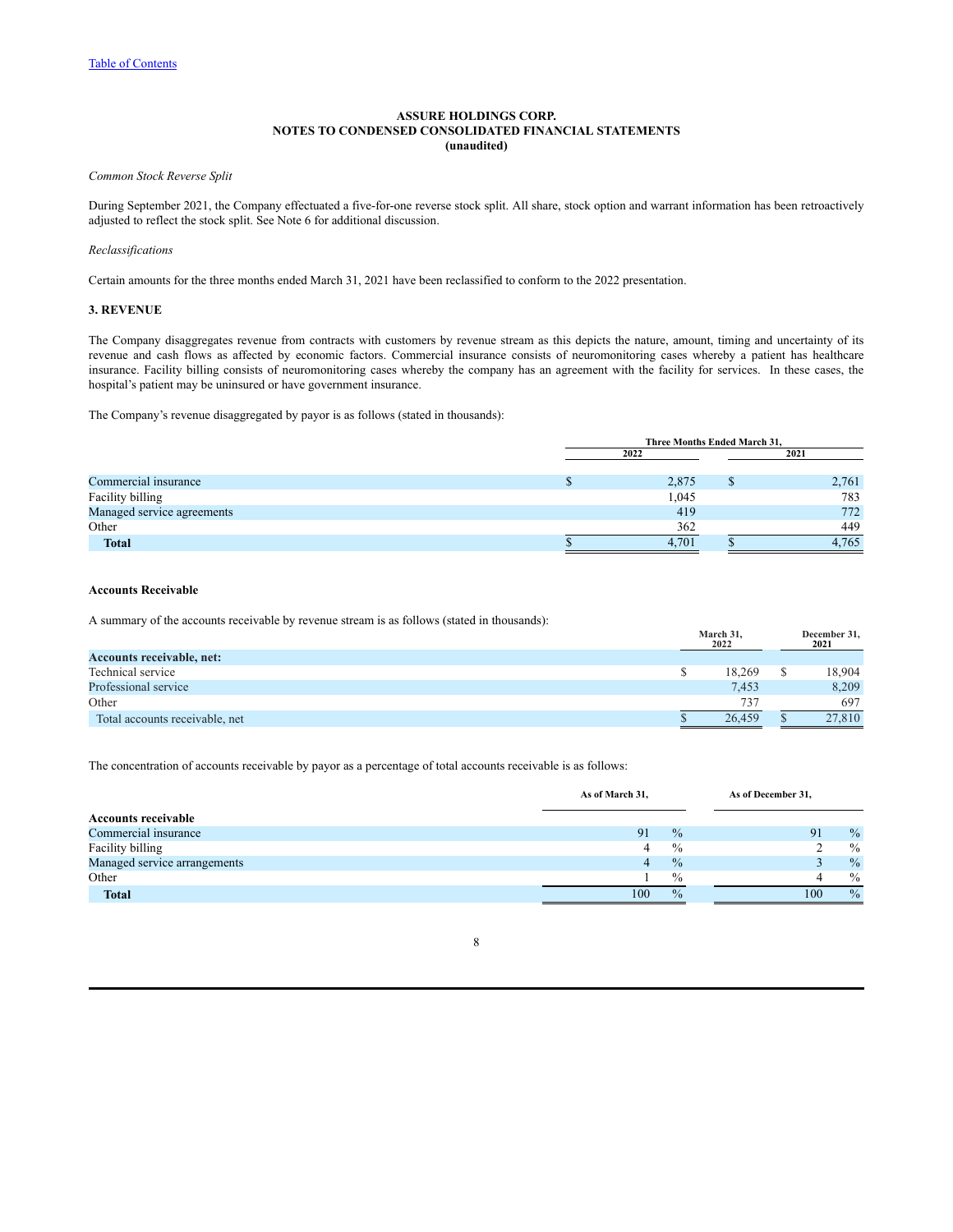Table of Contents

**ASSURE HOLDINGS CORP.**
**NOTES TO CONDENSED CONSOLIDATED FINANCIAL STATEMENTS**
**(unaudited)**

*Common Stock Reverse Split*

During September 2021, the Company effectuated a five-for-one reverse stock split. All share, stock option and warrant information has been retroactively adjusted to reflect the stock split. See Note 6 for additional discussion.

*Reclassifications*

Certain amounts for the three months ended March 31, 2021 have been reclassified to conform to the 2022 presentation.

**3. REVENUE**

The Company disaggregates revenue from contracts with customers by revenue stream as this depicts the nature, amount, timing and uncertainty of its revenue and cash flows as affected by economic factors. Commercial insurance consists of neuromonitoring cases whereby a patient has healthcare insurance. Facility billing consists of neuromonitoring cases whereby the company has an agreement with the facility for services. In these cases, the hospital's patient may be uninsured or have government insurance.

The Company's revenue disaggregated by payor is as follows (stated in thousands):

| | Three Months Ended March 31, | |
|---|---|---|
| | 2022 | 2021 |
| Commercial insurance | $ 2,875 | $ 2,761 |
| Facility billing | 1,045 | 783 |
| Managed service agreements | 419 | 772 |
| Other | 362 | 449 |
| **Total** | $ 4,701 | $ 4,765 |

**Accounts Receivable**

A summary of the accounts receivable by revenue stream is as follows (stated in thousands):

| | March 31, 2022 | December 31, 2021 |
|---|---|---|
| **Accounts receivable, net:** | | |
| Technical service | $ 18,269 | $ 18,904 |
| Professional service | 7,453 | 8,209 |
| Other | 737 | 697 |
| Total accounts receivable, net | $ 26,459 | $ 27,810 |

The concentration of accounts receivable by payor as a percentage of total accounts receivable is as follows:

| | As of March 31, | As of December 31, |
|---|---|---|
| **Accounts receivable** | | |
| Commercial insurance | 91 % | 91 % |
| Facility billing | 4 % | 2 % |
| Managed service arrangements | 4 % | 3 % |
| Other | 1 % | 4 % |
| **Total** | 100 % | 100 % |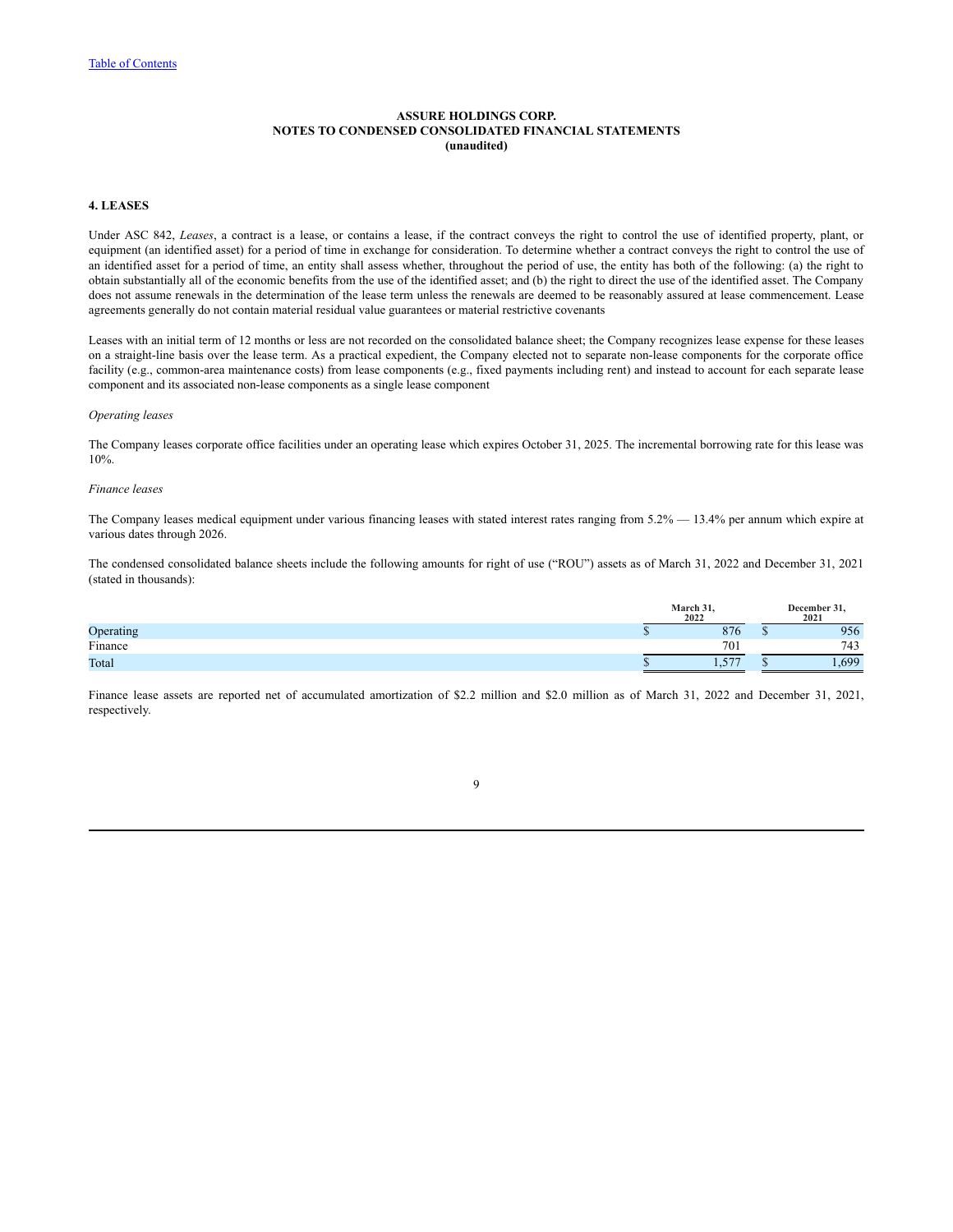ASSURE HOLDINGS CORP.
NOTES TO CONDENSED CONSOLIDATED FINANCIAL STATEMENTS
(unaudited)

## 4. LEASES

Under ASC 842, *Leases*, a contract is a lease, or contains a lease, if the contract conveys the right to control the use of identified property, plant, or equipment (an identified asset) for a period of time in exchange for consideration. To determine whether a contract conveys the right to control the use of an identified asset for a period of time, an entity shall assess whether, throughout the period of use, the entity has both of the following: (a) the right to obtain substantially all of the economic benefits from the use of the identified asset; and (b) the right to direct the use of the identified asset. The Company does not assume renewals in the determination of the lease term unless the renewals are deemed to be reasonably assured at lease commencement. Lease agreements generally do not contain material residual value guarantees or material restrictive covenants

Leases with an initial term of 12 months or less are not recorded on the consolidated balance sheet; the Company recognizes lease expense for these leases on a straight-line basis over the lease term. As a practical expedient, the Company elected not to separate non-lease components for the corporate office facility (e.g., common-area maintenance costs) from lease components (e.g., fixed payments including rent) and instead to account for each separate lease component and its associated non-lease components as a single lease component

*Operating leases*

The Company leases corporate office facilities under an operating lease which expires October 31, 2025. The incremental borrowing rate for this lease was 10%.

*Finance leases*

The Company leases medical equipment under various financing leases with stated interest rates ranging from 5.2% — 13.4% per annum which expire at various dates through 2026.

The condensed consolidated balance sheets include the following amounts for right of use ("ROU") assets as of March 31, 2022 and December 31, 2021 (stated in thousands):

| | March 31, 2022 | December 31, 2021 |
|---|---|---|
| Operating | $ 876 | $ 956 |
| Finance | 701 | 743 |
| Total | $ 1,577 | $ 1,699 |

Finance lease assets are reported net of accumulated amortization of $2.2 million and $2.0 million as of March 31, 2022 and December 31, 2021, respectively.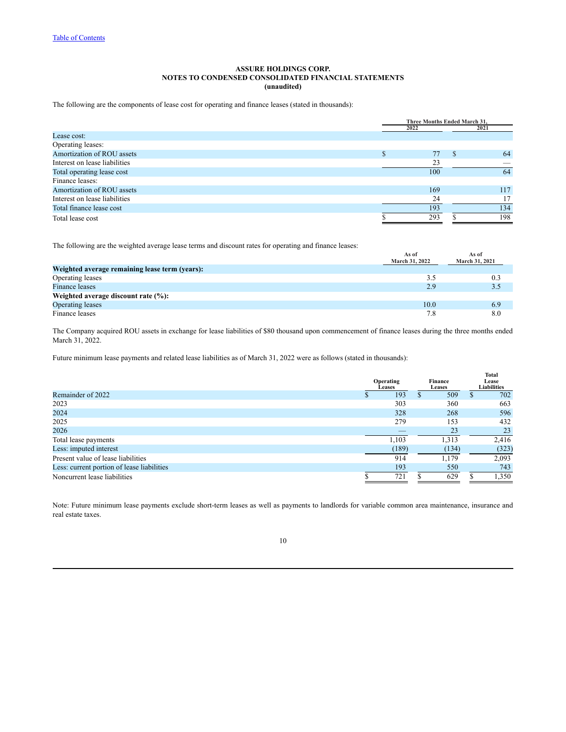**ASSURE HOLDINGS CORP.**
**NOTES TO CONDENSED CONSOLIDATED FINANCIAL STATEMENTS**
**(unaudited)**

The following are the components of lease cost for operating and finance leases (stated in thousands):

| | Three Months Ended March 31, | |
|---|---|---|
| | 2022 | 2021 |
| Lease cost: | | |
| Operating leases: | | |
| Amortization of ROU assets | $ 77 | $ 64 |
| Interest on lease liabilities | 23 | — |
| Total operating lease cost | 100 | 64 |
| Finance leases: | | |
| Amortization of ROU assets | 169 | 117 |
| Interest on lease liabilities | 24 | 17 |
| Total finance lease cost | 193 | 134 |
| Total lease cost | $ 293 | $ 198 |

The following are the weighted average lease terms and discount rates for operating and finance leases:

| | As of March 31, 2022 | As of March 31, 2021 |
|---|---|---|
| **Weighted average remaining lease term (years):** | | |
| Operating leases | 3.5 | 0.3 |
| Finance leases | 2.9 | 3.5 |
| **Weighted average discount rate (%):** | | |
| Operating leases | 10.0 | 6.9 |
| Finance leases | 7.8 | 8.0 |

The Company acquired ROU assets in exchange for lease liabilities of $80 thousand upon commencement of finance leases during the three months ended March 31, 2022.

Future minimum lease payments and related lease liabilities as of March 31, 2022 were as follows (stated in thousands):

| | Operating Leases | Finance Leases | Total Lease Liabilities |
|---|---|---|---|
| Remainder of 2022 | $ 193 | $ 509 | $ 702 |
| 2023 | 303 | 360 | 663 |
| 2024 | 328 | 268 | 596 |
| 2025 | 279 | 153 | 432 |
| 2026 | — | 23 | 23 |
| Total lease payments | 1,103 | 1,313 | 2,416 |
| Less: imputed interest | (189) | (134) | (323) |
| Present value of lease liabilities | 914 | 1,179 | 2,093 |
| Less: current portion of lease liabilities | 193 | 550 | 743 |
| Noncurrent lease liabilities | $ 721 | $ 629 | $ 1,350 |

Note: Future minimum lease payments exclude short-term leases as well as payments to landlords for variable common area maintenance, insurance and real estate taxes.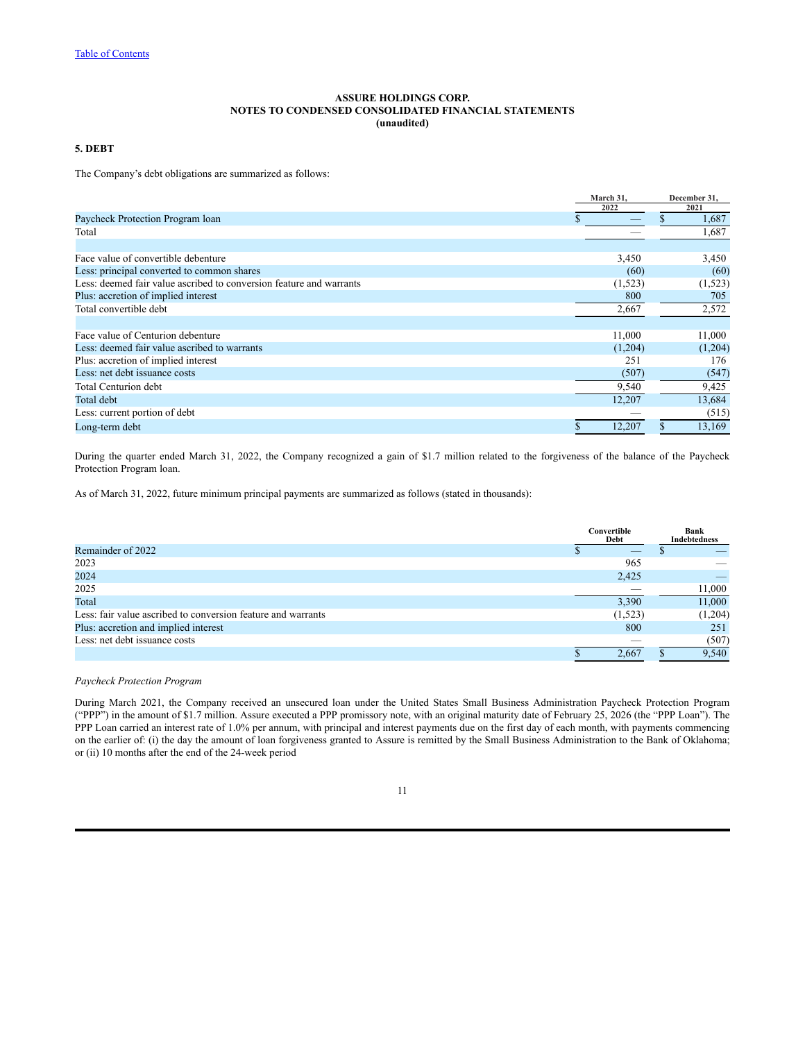[Table of Contents](#)

**ASSURE HOLDINGS CORP.**
**NOTES TO CONDENSED CONSOLIDATED FINANCIAL STATEMENTS**
**(unaudited)**

## 5. DEBT

The Company's debt obligations are summarized as follows:

| | March 31, 2022 | December 31, 2021 |
|---|---|---|
| Paycheck Protection Program loan | $ — | $ 1,687 |
| Total | — | 1,687 |
| | | |
| Face value of convertible debenture | 3,450 | 3,450 |
| Less: principal converted to common shares | (60) | (60) |
| Less: deemed fair value ascribed to conversion feature and warrants | (1,523) | (1,523) |
| Plus: accretion of implied interest | 800 | 705 |
| Total convertible debt | 2,667 | 2,572 |
| | | |
| Face value of Centurion debenture | 11,000 | 11,000 |
| Less: deemed fair value ascribed to warrants | (1,204) | (1,204) |
| Plus: accretion of implied interest | 251 | 176 |
| Less: net debt issuance costs | (507) | (547) |
| Total Centurion debt | 9,540 | 9,425 |
| Total debt | 12,207 | 13,684 |
| Less: current portion of debt | — | (515) |
| Long-term debt | $ 12,207 | $ 13,169 |

During the quarter ended March 31, 2022, the Company recognized a gain of $1.7 million related to the forgiveness of the balance of the Paycheck Protection Program loan.

As of March 31, 2022, future minimum principal payments are summarized as follows (stated in thousands):

| | Convertible Debt | Bank Indebtedness |
|---|---|---|
| Remainder of 2022 | $ — | $ — |
| 2023 | 965 | — |
| 2024 | 2,425 | — |
| 2025 | — | 11,000 |
| Total | 3,390 | 11,000 |
| Less: fair value ascribed to conversion feature and warrants | (1,523) | (1,204) |
| Plus: accretion and implied interest | 800 | 251 |
| Less: net debt issuance costs | — | (507) |
| | $ 2,667 | $ 9,540 |

*Paycheck Protection Program*

During March 2021, the Company received an unsecured loan under the United States Small Business Administration Paycheck Protection Program ("PPP") in the amount of $1.7 million. Assure executed a PPP promissory note, with an original maturity date of February 25, 2026 (the "PPP Loan"). The PPP Loan carried an interest rate of 1.0% per annum, with principal and interest payments due on the first day of each month, with payments commencing on the earlier of: (i) the day the amount of loan forgiveness granted to Assure is remitted by the Small Business Administration to the Bank of Oklahoma; or (ii) 10 months after the end of the 24-week period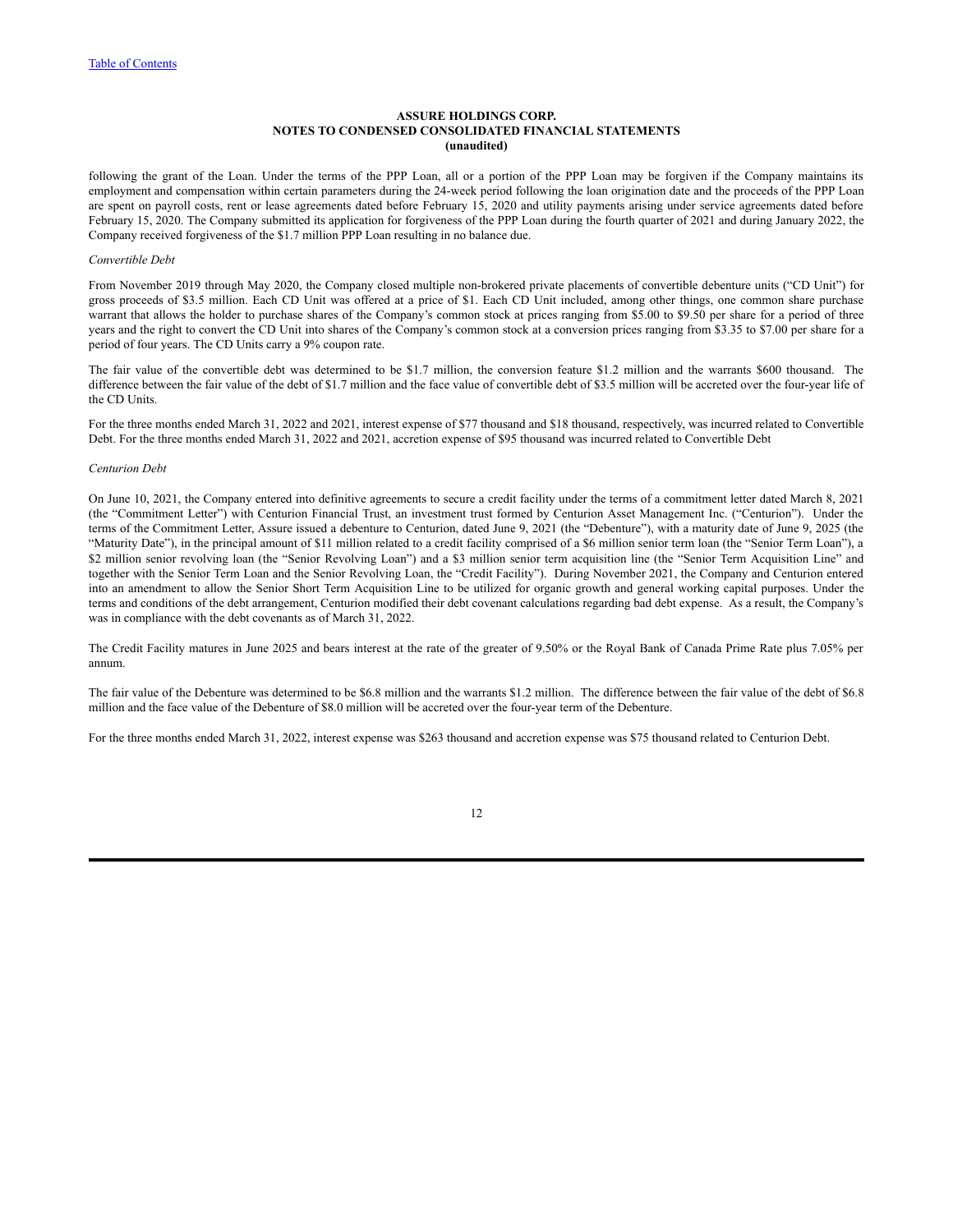following the grant of the Loan. Under the terms of the PPP Loan, all or a portion of the PPP Loan may be forgiven if the Company maintains its employment and compensation within certain parameters during the 24-week period following the loan origination date and the proceeds of the PPP Loan are spent on payroll costs, rent or lease agreements dated before February 15, 2020 and utility payments arising under service agreements dated before February 15, 2020. The Company submitted its application for forgiveness of the PPP Loan during the fourth quarter of 2021 and during January 2022, the Company received forgiveness of the $1.7 million PPP Loan resulting in no balance due.

*Convertible Debt*

From November 2019 through May 2020, the Company closed multiple non-brokered private placements of convertible debenture units ("CD Unit") for gross proceeds of $3.5 million. Each CD Unit was offered at a price of $1. Each CD Unit included, among other things, one common share purchase warrant that allows the holder to purchase shares of the Company's common stock at prices ranging from $5.00 to $9.50 per share for a period of three years and the right to convert the CD Unit into shares of the Company's common stock at a conversion prices ranging from $3.35 to $7.00 per share for a period of four years. The CD Units carry a 9% coupon rate.

The fair value of the convertible debt was determined to be $1.7 million, the conversion feature $1.2 million and the warrants $600 thousand. The difference between the fair value of the debt of $1.7 million and the face value of convertible debt of $3.5 million will be accreted over the four-year life of the CD Units.

For the three months ended March 31, 2022 and 2021, interest expense of $77 thousand and $18 thousand, respectively, was incurred related to Convertible Debt. For the three months ended March 31, 2022 and 2021, accretion expense of $95 thousand was incurred related to Convertible Debt

*Centurion Debt*

On June 10, 2021, the Company entered into definitive agreements to secure a credit facility under the terms of a commitment letter dated March 8, 2021 (the "Commitment Letter") with Centurion Financial Trust, an investment trust formed by Centurion Asset Management Inc. ("Centurion"). Under the terms of the Commitment Letter, Assure issued a debenture to Centurion, dated June 9, 2021 (the "Debenture"), with a maturity date of June 9, 2025 (the "Maturity Date"), in the principal amount of $11 million related to a credit facility comprised of a $6 million senior term loan (the "Senior Term Loan"), a $2 million senior revolving loan (the "Senior Revolving Loan") and a $3 million senior term acquisition line (the "Senior Term Acquisition Line" and together with the Senior Term Loan and the Senior Revolving Loan, the "Credit Facility"). During November 2021, the Company and Centurion entered into an amendment to allow the Senior Short Term Acquisition Line to be utilized for organic growth and general working capital purposes. Under the terms and conditions of the debt arrangement, Centurion modified their debt covenant calculations regarding bad debt expense. As a result, the Company's was in compliance with the debt covenants as of March 31, 2022.

The Credit Facility matures in June 2025 and bears interest at the rate of the greater of 9.50% or the Royal Bank of Canada Prime Rate plus 7.05% per annum.

The fair value of the Debenture was determined to be $6.8 million and the warrants $1.2 million. The difference between the fair value of the debt of $6.8 million and the face value of the Debenture of $8.0 million will be accreted over the four-year term of the Debenture.

For the three months ended March 31, 2022, interest expense was $263 thousand and accretion expense was $75 thousand related to Centurion Debt.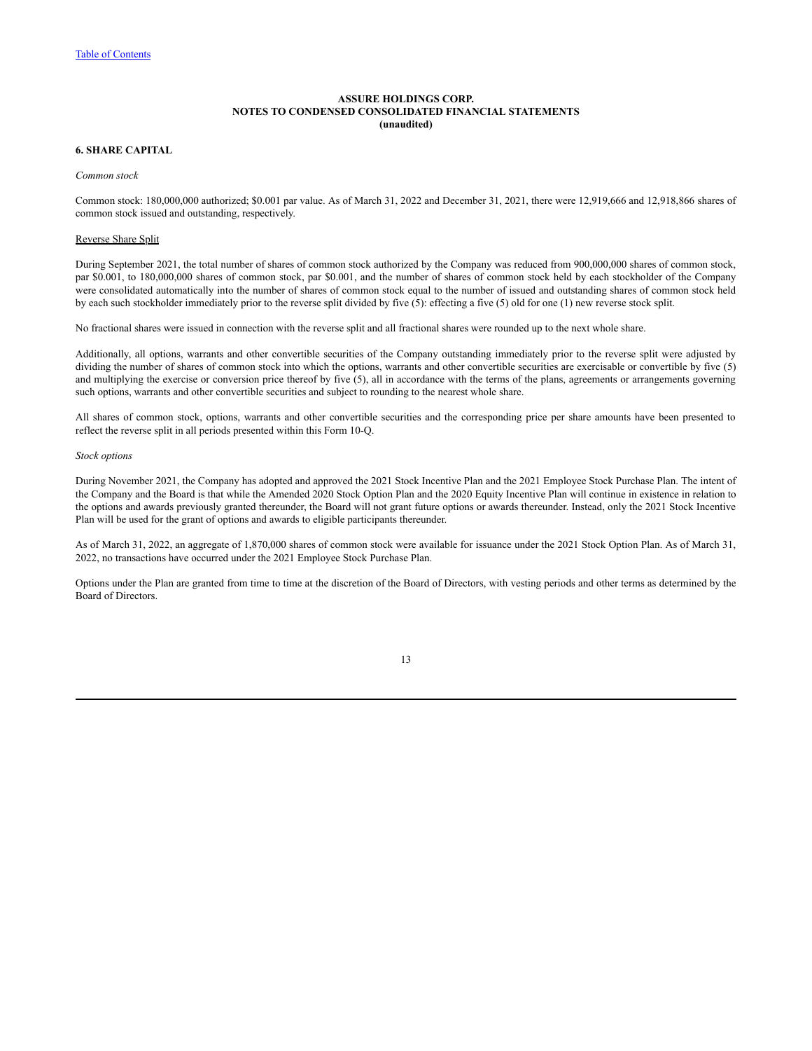**ASSURE HOLDINGS CORP.**
**NOTES TO CONDENSED CONSOLIDATED FINANCIAL STATEMENTS**
**(unaudited)**

## 6. SHARE CAPITAL

*Common stock*

Common stock: 180,000,000 authorized; $0.001 par value. As of March 31, 2022 and December 31, 2021, there were 12,919,666 and 12,918,866 shares of common stock issued and outstanding, respectively.

Reverse Share Split

During September 2021, the total number of shares of common stock authorized by the Company was reduced from 900,000,000 shares of common stock, par $0.001, to 180,000,000 shares of common stock, par $0.001, and the number of shares of common stock held by each stockholder of the Company were consolidated automatically into the number of shares of common stock equal to the number of issued and outstanding shares of common stock held by each such stockholder immediately prior to the reverse split divided by five (5): effecting a five (5) old for one (1) new reverse stock split.

No fractional shares were issued in connection with the reverse split and all fractional shares were rounded up to the next whole share.

Additionally, all options, warrants and other convertible securities of the Company outstanding immediately prior to the reverse split were adjusted by dividing the number of shares of common stock into which the options, warrants and other convertible securities are exercisable or convertible by five (5) and multiplying the exercise or conversion price thereof by five (5), all in accordance with the terms of the plans, agreements or arrangements governing such options, warrants and other convertible securities and subject to rounding to the nearest whole share.

All shares of common stock, options, warrants and other convertible securities and the corresponding price per share amounts have been presented to reflect the reverse split in all periods presented within this Form 10-Q.

*Stock options*

During November 2021, the Company has adopted and approved the 2021 Stock Incentive Plan and the 2021 Employee Stock Purchase Plan. The intent of the Company and the Board is that while the Amended 2020 Stock Option Plan and the 2020 Equity Incentive Plan will continue in existence in relation to the options and awards previously granted thereunder, the Board will not grant future options or awards thereunder. Instead, only the 2021 Stock Incentive Plan will be used for the grant of options and awards to eligible participants thereunder.

As of March 31, 2022, an aggregate of 1,870,000 shares of common stock were available for issuance under the 2021 Stock Option Plan. As of March 31, 2022, no transactions have occurred under the 2021 Employee Stock Purchase Plan.

Options under the Plan are granted from time to time at the discretion of the Board of Directors, with vesting periods and other terms as determined by the Board of Directors.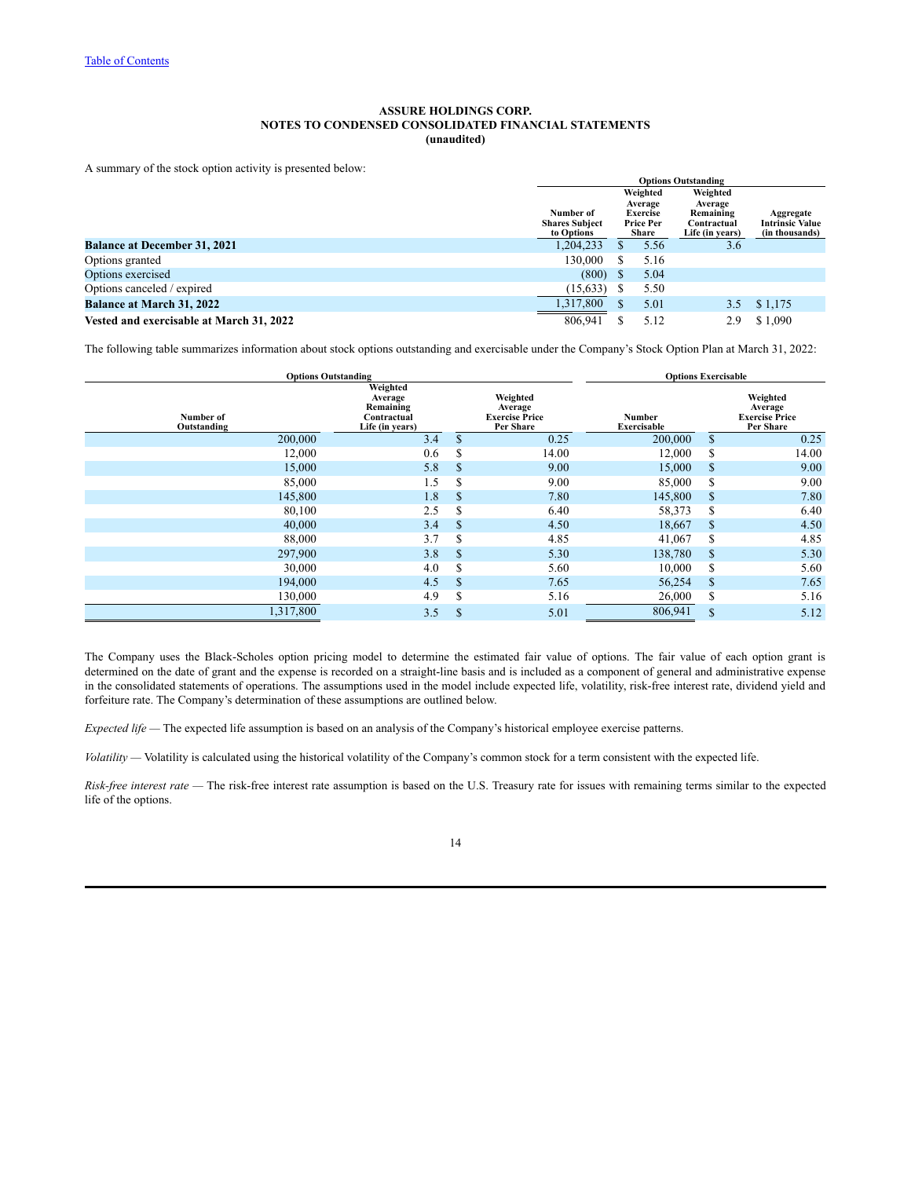[Table of Contents](#)

**ASSURE HOLDINGS CORP.**
**NOTES TO CONDENSED CONSOLIDATED FINANCIAL STATEMENTS**
**(unaudited)**

A summary of the stock option activity is presented below:

| | Options Outstanding | | | |
|---|---|---|---|---|
| | Number of Shares Subject to Options | Weighted Average Exercise Price Per Share | Weighted Average Remaining Contractual Life (in years) | Aggregate Intrinsic Value (in thousands) |
| **Balance at December 31, 2021** | 1,204,233 | $ 5.56 | 3.6 | |
| Options granted | 130,000 | $ 5.16 | | |
| Options exercised | (800) | $ 5.04 | | |
| Options canceled / expired | (15,633) | $ 5.50 | | |
| **Balance at March 31, 2022** | 1,317,800 | $ 5.01 | 3.5 | $ 1,175 |
| **Vested and exercisable at March 31, 2022** | 806,941 | $ 5.12 | 2.9 | $ 1,090 |

The following table summarizes information about stock options outstanding and exercisable under the Company's Stock Option Plan at March 31, 2022:

| Options Outstanding | | | Options Exercisable | |
|---|---|---|---|---|
| Number of Outstanding | Weighted Average Remaining Contractual Life (in years) | Weighted Average Exercise Price Per Share | Number Exercisable | Weighted Average Exercise Price Per Share |
| 200,000 | 3.4 | $ 0.25 | 200,000 | $ 0.25 |
| 12,000 | 0.6 | $ 14.00 | 12,000 | $ 14.00 |
| 15,000 | 5.8 | $ 9.00 | 15,000 | $ 9.00 |
| 85,000 | 1.5 | $ 9.00 | 85,000 | $ 9.00 |
| 145,800 | 1.8 | $ 7.80 | 145,800 | $ 7.80 |
| 80,100 | 2.5 | $ 6.40 | 58,373 | $ 6.40 |
| 40,000 | 3.4 | $ 4.50 | 18,667 | $ 4.50 |
| 88,000 | 3.7 | $ 4.85 | 41,067 | $ 4.85 |
| 297,900 | 3.8 | $ 5.30 | 138,780 | $ 5.30 |
| 30,000 | 4.0 | $ 5.60 | 10,000 | $ 5.60 |
| 194,000 | 4.5 | $ 7.65 | 56,254 | $ 7.65 |
| 130,000 | 4.9 | $ 5.16 | 26,000 | $ 5.16 |
| 1,317,800 | 3.5 | $ 5.01 | 806,941 | $ 5.12 |

The Company uses the Black-Scholes option pricing model to determine the estimated fair value of options. The fair value of each option grant is determined on the date of grant and the expense is recorded on a straight-line basis and is included as a component of general and administrative expense in the consolidated statements of operations. The assumptions used in the model include expected life, volatility, risk-free interest rate, dividend yield and forfeiture rate. The Company's determination of these assumptions are outlined below.

*Expected life* — The expected life assumption is based on an analysis of the Company's historical employee exercise patterns.

*Volatility* — Volatility is calculated using the historical volatility of the Company's common stock for a term consistent with the expected life.

*Risk-free interest rate* — The risk-free interest rate assumption is based on the U.S. Treasury rate for issues with remaining terms similar to the expected life of the options.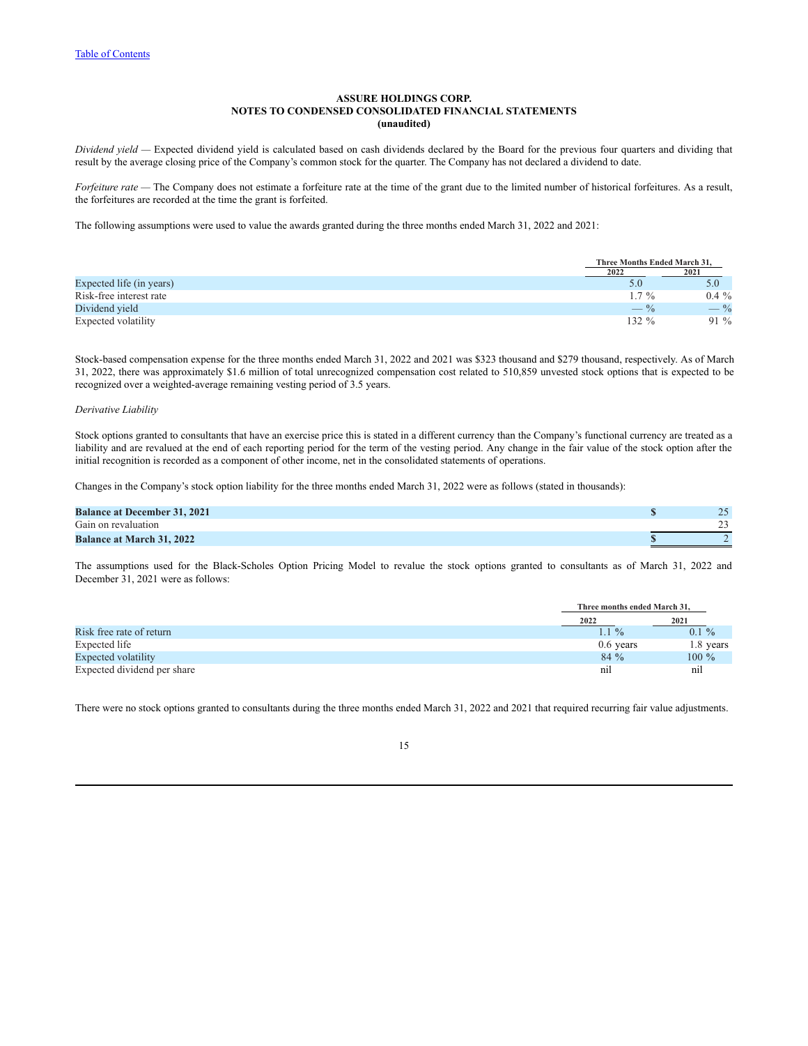ASSURE HOLDINGS CORP.
NOTES TO CONDENSED CONSOLIDATED FINANCIAL STATEMENTS
(unaudited)

*Dividend yield* — Expected dividend yield is calculated based on cash dividends declared by the Board for the previous four quarters and dividing that result by the average closing price of the Company's common stock for the quarter. The Company has not declared a dividend to date.

*Forfeiture rate* — The Company does not estimate a forfeiture rate at the time of the grant due to the limited number of historical forfeitures. As a result, the forfeitures are recorded at the time the grant is forfeited.

The following assumptions were used to value the awards granted during the three months ended March 31, 2022 and 2021:

| | Three Months Ended March 31, | |
|---|---|---|
| | 2022 | 2021 |
| Expected life (in years) | 5.0 | 5.0 |
| Risk-free interest rate | 1.7 % | 0.4 % |
| Dividend yield | — % | — % |
| Expected volatility | 132 % | 91 % |

Stock-based compensation expense for the three months ended March 31, 2022 and 2021 was $323 thousand and $279 thousand, respectively. As of March 31, 2022, there was approximately $1.6 million of total unrecognized compensation cost related to 510,859 unvested stock options that is expected to be recognized over a weighted-average remaining vesting period of 3.5 years.

*Derivative Liability*

Stock options granted to consultants that have an exercise price this is stated in a different currency than the Company's functional currency are treated as a liability and are revalued at the end of each reporting period for the term of the vesting period. Any change in the fair value of the stock option after the initial recognition is recorded as a component of other income, net in the consolidated statements of operations.

Changes in the Company's stock option liability for the three months ended March 31, 2022 were as follows (stated in thousands):

| | |
|---|---|
| **Balance at December 31, 2021** | $ 25 |
| Gain on revaluation | 23 |
| **Balance at March 31, 2022** | $ 2 |

The assumptions used for the Black-Scholes Option Pricing Model to revalue the stock options granted to consultants as of March 31, 2022 and December 31, 2021 were as follows:

| | Three months ended March 31, | |
|---|---|---|
| | 2022 | 2021 |
| Risk free rate of return | 1.1 % | 0.1 % |
| Expected life | 0.6 years | 1.8 years |
| Expected volatility | 84 % | 100 % |
| Expected dividend per share | nil | nil |

There were no stock options granted to consultants during the three months ended March 31, 2022 and 2021 that required recurring fair value adjustments.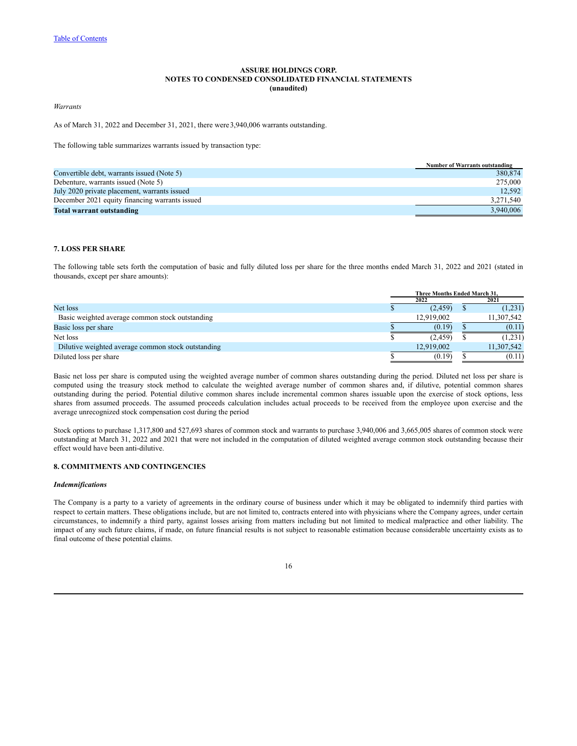[Table of Contents](#)

**ASSURE HOLDINGS CORP.**
**NOTES TO CONDENSED CONSOLIDATED FINANCIAL STATEMENTS**
**(unaudited)**

*Warrants*

As of March 31, 2022 and December 31, 2021, there were 3,940,006 warrants outstanding.

The following table summarizes warrants issued by transaction type:

| | Number of Warrants outstanding |
|---|---|
| Convertible debt, warrants issued (Note 5) | 380,874 |
| Debenture, warrants issued (Note 5) | 275,000 |
| July 2020 private placement, warrants issued | 12,592 |
| December 2021 equity financing warrants issued | 3,271,540 |
| **Total warrant outstanding** | 3,940,006 |

### 7. LOSS PER SHARE

The following table sets forth the computation of basic and fully diluted loss per share for the three months ended March 31, 2022 and 2021 (stated in thousands, except per share amounts):

| | Three Months Ended March 31, | |
|---|---|---|
| | 2022 | 2021 |
| Net loss | $ (2,459) | $ (1,231) |
| Basic weighted average common stock outstanding | 12,919,002 | 11,307,542 |
| Basic loss per share | $ (0.19) | $ (0.11) |
| Net loss | $ (2,459) | $ (1,231) |
| Dilutive weighted average common stock outstanding | 12,919,002 | 11,307,542 |
| Diluted loss per share | $ (0.19) | $ (0.11) |

Basic net loss per share is computed using the weighted average number of common shares outstanding during the period. Diluted net loss per share is computed using the treasury stock method to calculate the weighted average number of common shares and, if dilutive, potential common shares outstanding during the period. Potential dilutive common shares include incremental common shares issuable upon the exercise of stock options, less shares from assumed proceeds. The assumed proceeds calculation includes actual proceeds to be received from the employee upon exercise and the average unrecognized stock compensation cost during the period

Stock options to purchase 1,317,800 and 527,693 shares of common stock and warrants to purchase 3,940,006 and 3,665,005 shares of common stock were outstanding at March 31, 2022 and 2021 that were not included in the computation of diluted weighted average common stock outstanding because their effect would have been anti-dilutive.

### 8. COMMITMENTS AND CONTINGENCIES

***Indemnifications***

The Company is a party to a variety of agreements in the ordinary course of business under which it may be obligated to indemnify third parties with respect to certain matters. These obligations include, but are not limited to, contracts entered into with physicians where the Company agrees, under certain circumstances, to indemnify a third party, against losses arising from matters including but not limited to medical malpractice and other liability. The impact of any such future claims, if made, on future financial results is not subject to reasonable estimation because considerable uncertainty exists as to final outcome of these potential claims.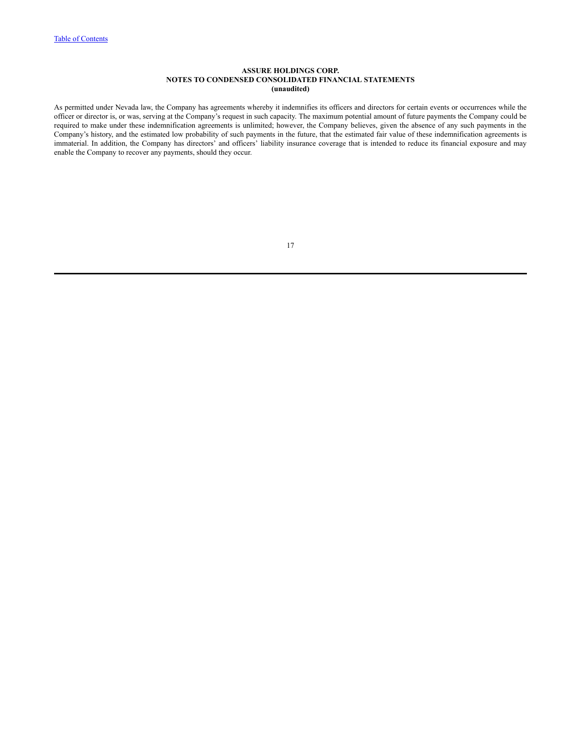As permitted under Nevada law, the Company has agreements whereby it indemnifies its officers and directors for certain events or occurrences while the officer or director is, or was, serving at the Company's request in such capacity. The maximum potential amount of future payments the Company could be required to make under these indemnification agreements is unlimited; however, the Company believes, given the absence of any such payments in the Company's history, and the estimated low probability of such payments in the future, that the estimated fair value of these indemnification agreements is immaterial. In addition, the Company has directors' and officers' liability insurance coverage that is intended to reduce its financial exposure and may enable the Company to recover any payments, should they occur.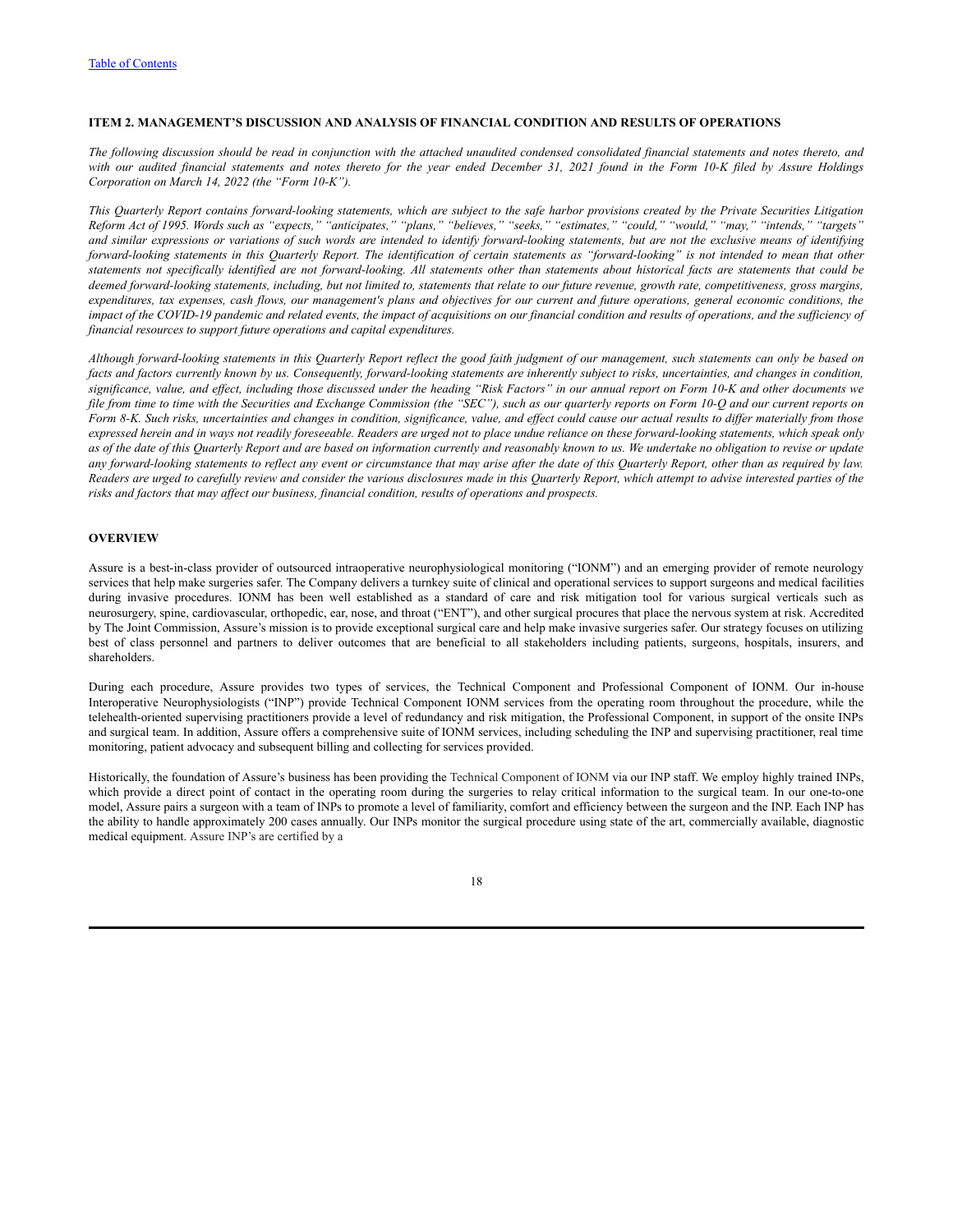## ITEM 2. MANAGEMENT'S DISCUSSION AND ANALYSIS OF FINANCIAL CONDITION AND RESULTS OF OPERATIONS

*The following discussion should be read in conjunction with the attached unaudited condensed consolidated financial statements and notes thereto, and with our audited financial statements and notes thereto for the year ended December 31, 2021 found in the Form 10-K filed by Assure Holdings Corporation on March 14, 2022 (the "Form 10-K").*

*This Quarterly Report contains forward-looking statements, which are subject to the safe harbor provisions created by the Private Securities Litigation Reform Act of 1995. Words such as "expects," "anticipates," "plans," "believes," "seeks," "estimates," "could," "would," "may," "intends," "targets" and similar expressions or variations of such words are intended to identify forward-looking statements, but are not the exclusive means of identifying forward-looking statements in this Quarterly Report. The identification of certain statements as "forward-looking" is not intended to mean that other statements not specifically identified are not forward-looking. All statements other than statements about historical facts are statements that could be deemed forward-looking statements, including, but not limited to, statements that relate to our future revenue, growth rate, competitiveness, gross margins, expenditures, tax expenses, cash flows, our management's plans and objectives for our current and future operations, general economic conditions, the impact of the COVID-19 pandemic and related events, the impact of acquisitions on our financial condition and results of operations, and the sufficiency of financial resources to support future operations and capital expenditures.*

*Although forward-looking statements in this Quarterly Report reflect the good faith judgment of our management, such statements can only be based on facts and factors currently known by us. Consequently, forward-looking statements are inherently subject to risks, uncertainties, and changes in condition, significance, value, and effect, including those discussed under the heading "Risk Factors" in our annual report on Form 10-K and other documents we file from time to time with the Securities and Exchange Commission (the "SEC"), such as our quarterly reports on Form 10-Q and our current reports on Form 8-K. Such risks, uncertainties and changes in condition, significance, value, and effect could cause our actual results to differ materially from those expressed herein and in ways not readily foreseeable. Readers are urged not to place undue reliance on these forward-looking statements, which speak only as of the date of this Quarterly Report and are based on information currently and reasonably known to us. We undertake no obligation to revise or update any forward-looking statements to reflect any event or circumstance that may arise after the date of this Quarterly Report, other than as required by law. Readers are urged to carefully review and consider the various disclosures made in this Quarterly Report, which attempt to advise interested parties of the risks and factors that may affect our business, financial condition, results of operations and prospects.*

## OVERVIEW

Assure is a best-in-class provider of outsourced intraoperative neurophysiological monitoring ("IONM") and an emerging provider of remote neurology services that help make surgeries safer. The Company delivers a turnkey suite of clinical and operational services to support surgeons and medical facilities during invasive procedures. IONM has been well established as a standard of care and risk mitigation tool for various surgical verticals such as neurosurgery, spine, cardiovascular, orthopedic, ear, nose, and throat ("ENT"), and other surgical procures that place the nervous system at risk. Accredited by The Joint Commission, Assure's mission is to provide exceptional surgical care and help make invasive surgeries safer. Our strategy focuses on utilizing best of class personnel and partners to deliver outcomes that are beneficial to all stakeholders including patients, surgeons, hospitals, insurers, and shareholders.

During each procedure, Assure provides two types of services, the Technical Component and Professional Component of IONM. Our in-house Interoperative Neurophysiologists ("INP") provide Technical Component IONM services from the operating room throughout the procedure, while the telehealth-oriented supervising practitioners provide a level of redundancy and risk mitigation, the Professional Component, in support of the onsite INPs and surgical team. In addition, Assure offers a comprehensive suite of IONM services, including scheduling the INP and supervising practitioner, real time monitoring, patient advocacy and subsequent billing and collecting for services provided.

Historically, the foundation of Assure's business has been providing the Technical Component of IONM via our INP staff. We employ highly trained INPs, which provide a direct point of contact in the operating room during the surgeries to relay critical information to the surgical team. In our one-to-one model, Assure pairs a surgeon with a team of INPs to promote a level of familiarity, comfort and efficiency between the surgeon and the INP. Each INP has the ability to handle approximately 200 cases annually. Our INPs monitor the surgical procedure using state of the art, commercially available, diagnostic medical equipment. Assure INP's are certified by a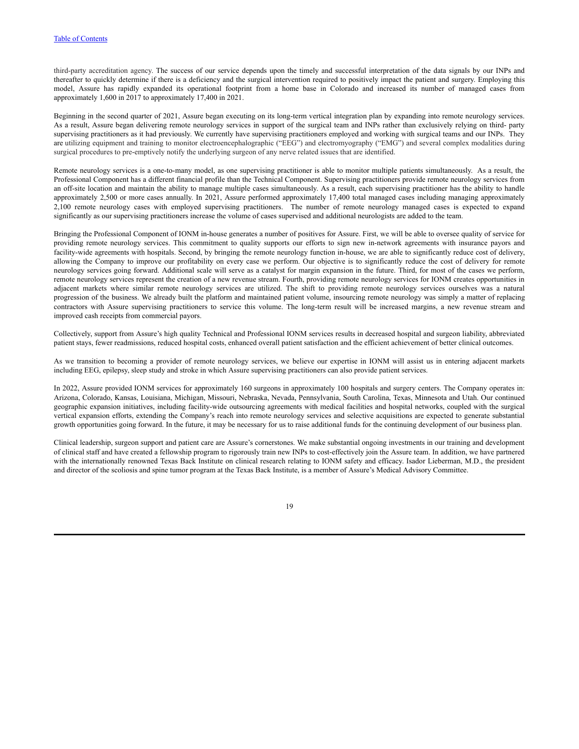third-party accreditation agency. The success of our service depends upon the timely and successful interpretation of the data signals by our INPs and thereafter to quickly determine if there is a deficiency and the surgical intervention required to positively impact the patient and surgery. Employing this model, Assure has rapidly expanded its operational footprint from a home base in Colorado and increased its number of managed cases from approximately 1,600 in 2017 to approximately 17,400 in 2021.

Beginning in the second quarter of 2021, Assure began executing on its long-term vertical integration plan by expanding into remote neurology services. As a result, Assure began delivering remote neurology services in support of the surgical team and INPs rather than exclusively relying on third- party supervising practitioners as it had previously. We currently have supervising practitioners employed and working with surgical teams and our INPs. They are utilizing equipment and training to monitor electroencephalographic ("EEG") and electromyography ("EMG") and several complex modalities during surgical procedures to pre-emptively notify the underlying surgeon of any nerve related issues that are identified.

Remote neurology services is a one-to-many model, as one supervising practitioner is able to monitor multiple patients simultaneously. As a result, the Professional Component has a different financial profile than the Technical Component. Supervising practitioners provide remote neurology services from an off-site location and maintain the ability to manage multiple cases simultaneously. As a result, each supervising practitioner has the ability to handle approximately 2,500 or more cases annually. In 2021, Assure performed approximately 17,400 total managed cases including managing approximately 2,100 remote neurology cases with employed supervising practitioners. The number of remote neurology managed cases is expected to expand significantly as our supervising practitioners increase the volume of cases supervised and additional neurologists are added to the team.

Bringing the Professional Component of IONM in-house generates a number of positives for Assure. First, we will be able to oversee quality of service for providing remote neurology services. This commitment to quality supports our efforts to sign new in-network agreements with insurance payors and facility-wide agreements with hospitals. Second, by bringing the remote neurology function in-house, we are able to significantly reduce cost of delivery, allowing the Company to improve our profitability on every case we perform. Our objective is to significantly reduce the cost of delivery for remote neurology services going forward. Additional scale will serve as a catalyst for margin expansion in the future. Third, for most of the cases we perform, remote neurology services represent the creation of a new revenue stream. Fourth, providing remote neurology services for IONM creates opportunities in adjacent markets where similar remote neurology services are utilized. The shift to providing remote neurology services ourselves was a natural progression of the business. We already built the platform and maintained patient volume, insourcing remote neurology was simply a matter of replacing contractors with Assure supervising practitioners to service this volume. The long-term result will be increased margins, a new revenue stream and improved cash receipts from commercial payors.

Collectively, support from Assure's high quality Technical and Professional IONM services results in decreased hospital and surgeon liability, abbreviated patient stays, fewer readmissions, reduced hospital costs, enhanced overall patient satisfaction and the efficient achievement of better clinical outcomes.

As we transition to becoming a provider of remote neurology services, we believe our expertise in IONM will assist us in entering adjacent markets including EEG, epilepsy, sleep study and stroke in which Assure supervising practitioners can also provide patient services.

In 2022, Assure provided IONM services for approximately 160 surgeons in approximately 100 hospitals and surgery centers. The Company operates in: Arizona, Colorado, Kansas, Louisiana, Michigan, Missouri, Nebraska, Nevada, Pennsylvania, South Carolina, Texas, Minnesota and Utah. Our continued geographic expansion initiatives, including facility-wide outsourcing agreements with medical facilities and hospital networks, coupled with the surgical vertical expansion efforts, extending the Company's reach into remote neurology services and selective acquisitions are expected to generate substantial growth opportunities going forward. In the future, it may be necessary for us to raise additional funds for the continuing development of our business plan.

Clinical leadership, surgeon support and patient care are Assure's cornerstones. We make substantial ongoing investments in our training and development of clinical staff and have created a fellowship program to rigorously train new INPs to cost-effectively join the Assure team. In addition, we have partnered with the internationally renowned Texas Back Institute on clinical research relating to IONM safety and efficacy. Isador Lieberman, M.D., the president and director of the scoliosis and spine tumor program at the Texas Back Institute, is a member of Assure's Medical Advisory Committee.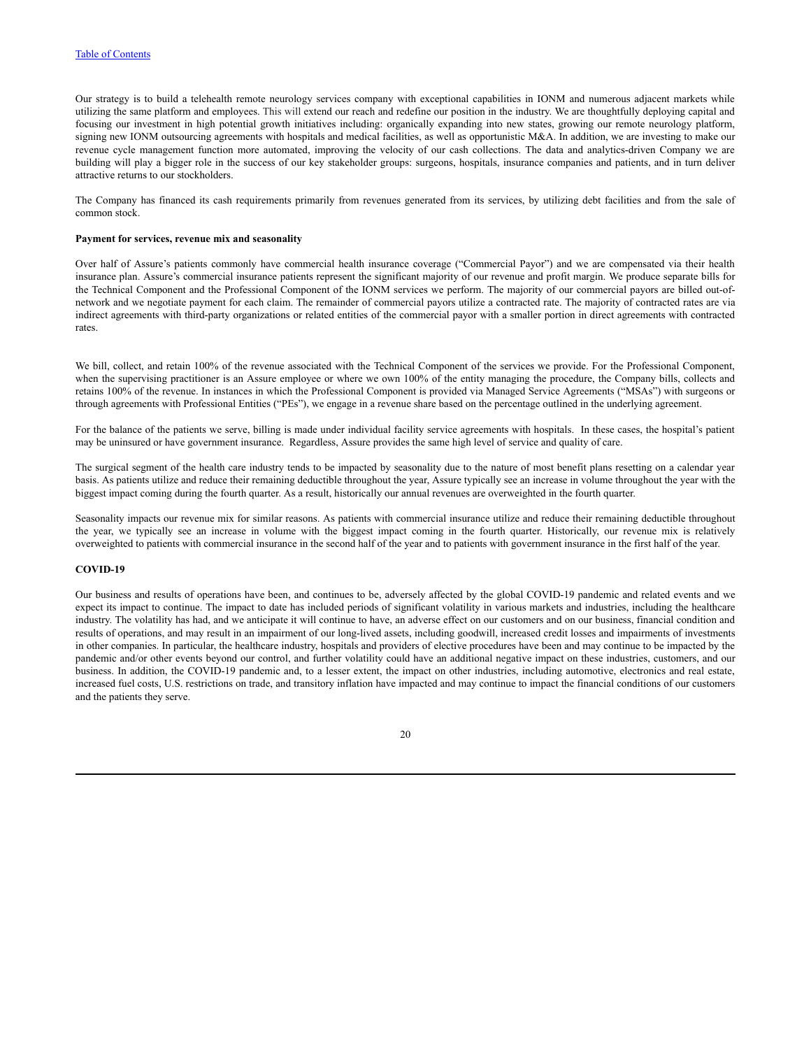Our strategy is to build a telehealth remote neurology services company with exceptional capabilities in IONM and numerous adjacent markets while utilizing the same platform and employees. This will extend our reach and redefine our position in the industry. We are thoughtfully deploying capital and focusing our investment in high potential growth initiatives including: organically expanding into new states, growing our remote neurology platform, signing new IONM outsourcing agreements with hospitals and medical facilities, as well as opportunistic M&A. In addition, we are investing to make our revenue cycle management function more automated, improving the velocity of our cash collections. The data and analytics-driven Company we are building will play a bigger role in the success of our key stakeholder groups: surgeons, hospitals, insurance companies and patients, and in turn deliver attractive returns to our stockholders.

The Company has financed its cash requirements primarily from revenues generated from its services, by utilizing debt facilities and from the sale of common stock.

**Payment for services, revenue mix and seasonality**

Over half of Assure's patients commonly have commercial health insurance coverage ("Commercial Payor") and we are compensated via their health insurance plan. Assure's commercial insurance patients represent the significant majority of our revenue and profit margin. We produce separate bills for the Technical Component and the Professional Component of the IONM services we perform. The majority of our commercial payors are billed out-of-network and we negotiate payment for each claim. The remainder of commercial payors utilize a contracted rate. The majority of contracted rates are via indirect agreements with third-party organizations or related entities of the commercial payor with a smaller portion in direct agreements with contracted rates.

We bill, collect, and retain 100% of the revenue associated with the Technical Component of the services we provide. For the Professional Component, when the supervising practitioner is an Assure employee or where we own 100% of the entity managing the procedure, the Company bills, collects and retains 100% of the revenue. In instances in which the Professional Component is provided via Managed Service Agreements ("MSAs") with surgeons or through agreements with Professional Entities ("PEs"), we engage in a revenue share based on the percentage outlined in the underlying agreement.

For the balance of the patients we serve, billing is made under individual facility service agreements with hospitals. In these cases, the hospital's patient may be uninsured or have government insurance. Regardless, Assure provides the same high level of service and quality of care.

The surgical segment of the health care industry tends to be impacted by seasonality due to the nature of most benefit plans resetting on a calendar year basis. As patients utilize and reduce their remaining deductible throughout the year, Assure typically see an increase in volume throughout the year with the biggest impact coming during the fourth quarter. As a result, historically our annual revenues are overweighted in the fourth quarter.

Seasonality impacts our revenue mix for similar reasons. As patients with commercial insurance utilize and reduce their remaining deductible throughout the year, we typically see an increase in volume with the biggest impact coming in the fourth quarter. Historically, our revenue mix is relatively overweighted to patients with commercial insurance in the second half of the year and to patients with government insurance in the first half of the year.

**COVID-19**

Our business and results of operations have been, and continues to be, adversely affected by the global COVID-19 pandemic and related events and we expect its impact to continue. The impact to date has included periods of significant volatility in various markets and industries, including the healthcare industry. The volatility has had, and we anticipate it will continue to have, an adverse effect on our customers and on our business, financial condition and results of operations, and may result in an impairment of our long-lived assets, including goodwill, increased credit losses and impairments of investments in other companies. In particular, the healthcare industry, hospitals and providers of elective procedures have been and may continue to be impacted by the pandemic and/or other events beyond our control, and further volatility could have an additional negative impact on these industries, customers, and our business. In addition, the COVID-19 pandemic and, to a lesser extent, the impact on other industries, including automotive, electronics and real estate, increased fuel costs, U.S. restrictions on trade, and transitory inflation have impacted and may continue to impact the financial conditions of our customers and the patients they serve.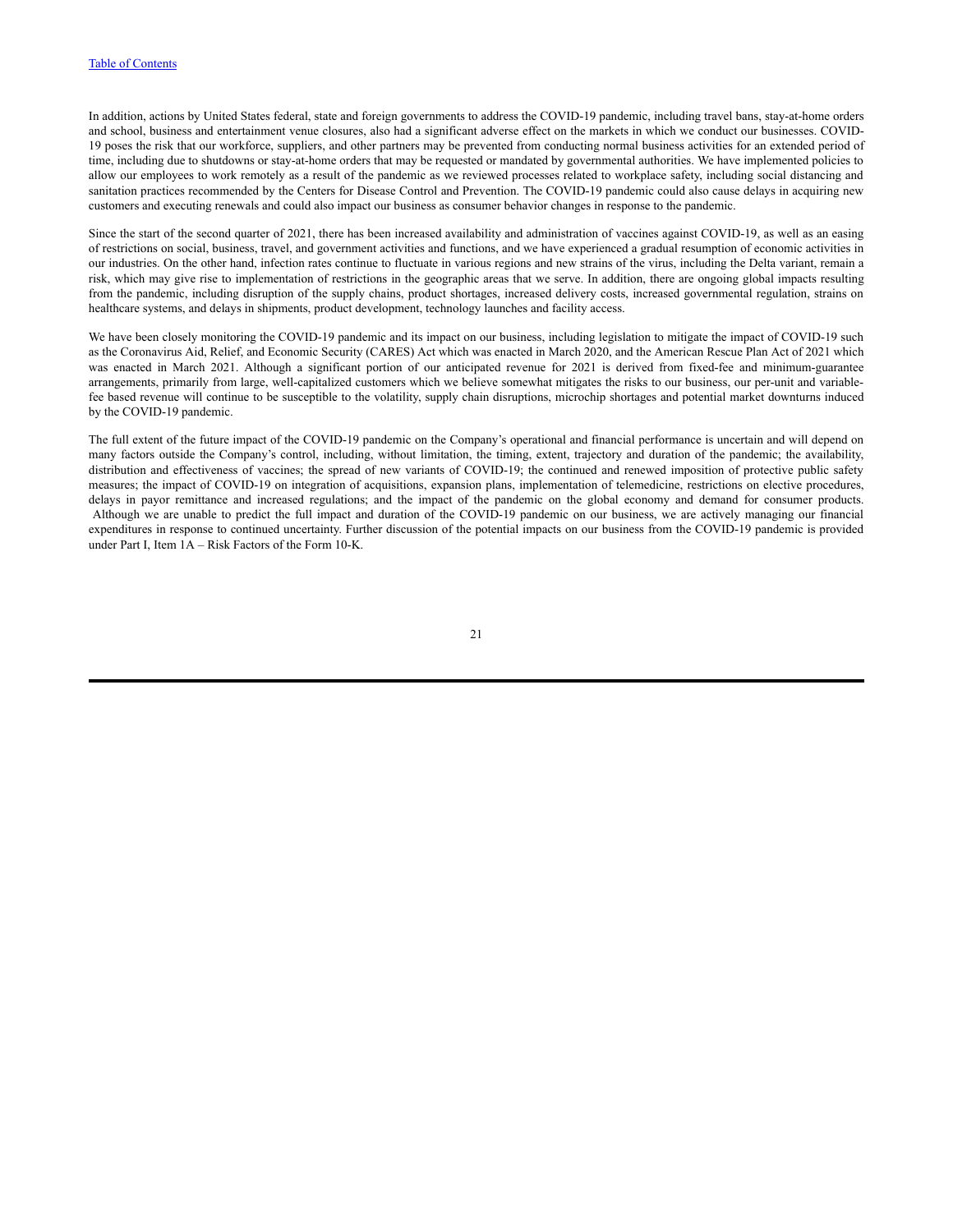In addition, actions by United States federal, state and foreign governments to address the COVID-19 pandemic, including travel bans, stay-at-home orders and school, business and entertainment venue closures, also had a significant adverse effect on the markets in which we conduct our businesses. COVID-19 poses the risk that our workforce, suppliers, and other partners may be prevented from conducting normal business activities for an extended period of time, including due to shutdowns or stay-at-home orders that may be requested or mandated by governmental authorities. We have implemented policies to allow our employees to work remotely as a result of the pandemic as we reviewed processes related to workplace safety, including social distancing and sanitation practices recommended by the Centers for Disease Control and Prevention. The COVID-19 pandemic could also cause delays in acquiring new customers and executing renewals and could also impact our business as consumer behavior changes in response to the pandemic.

Since the start of the second quarter of 2021, there has been increased availability and administration of vaccines against COVID-19, as well as an easing of restrictions on social, business, travel, and government activities and functions, and we have experienced a gradual resumption of economic activities in our industries. On the other hand, infection rates continue to fluctuate in various regions and new strains of the virus, including the Delta variant, remain a risk, which may give rise to implementation of restrictions in the geographic areas that we serve. In addition, there are ongoing global impacts resulting from the pandemic, including disruption of the supply chains, product shortages, increased delivery costs, increased governmental regulation, strains on healthcare systems, and delays in shipments, product development, technology launches and facility access.

We have been closely monitoring the COVID-19 pandemic and its impact on our business, including legislation to mitigate the impact of COVID-19 such as the Coronavirus Aid, Relief, and Economic Security (CARES) Act which was enacted in March 2020, and the American Rescue Plan Act of 2021 which was enacted in March 2021. Although a significant portion of our anticipated revenue for 2021 is derived from fixed-fee and minimum-guarantee arrangements, primarily from large, well-capitalized customers which we believe somewhat mitigates the risks to our business, our per-unit and variable-fee based revenue will continue to be susceptible to the volatility, supply chain disruptions, microchip shortages and potential market downturns induced by the COVID-19 pandemic.

The full extent of the future impact of the COVID-19 pandemic on the Company's operational and financial performance is uncertain and will depend on many factors outside the Company's control, including, without limitation, the timing, extent, trajectory and duration of the pandemic; the availability, distribution and effectiveness of vaccines; the spread of new variants of COVID-19; the continued and renewed imposition of protective public safety measures; the impact of COVID-19 on integration of acquisitions, expansion plans, implementation of telemedicine, restrictions on elective procedures, delays in payor remittance and increased regulations; and the impact of the pandemic on the global economy and demand for consumer products. Although we are unable to predict the full impact and duration of the COVID-19 pandemic on our business, we are actively managing our financial expenditures in response to continued uncertainty. Further discussion of the potential impacts on our business from the COVID-19 pandemic is provided under Part I, Item 1A – Risk Factors of the Form 10-K.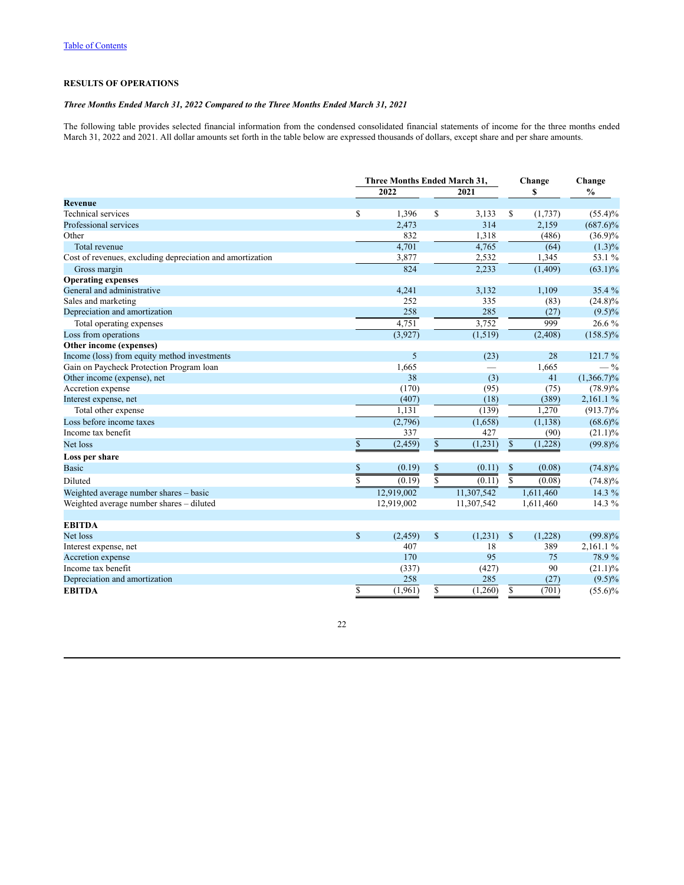[Table of Contents](#)

**RESULTS OF OPERATIONS**

***Three Months Ended March 31, 2022 Compared to the Three Months Ended March 31, 2021***

The following table provides selected financial information from the condensed consolidated financial statements of income for the three months ended March 31, 2022 and 2021. All dollar amounts set forth in the table below are expressed thousands of dollars, except share and per share amounts.

| | Three Months Ended March 31, 2022 | Three Months Ended March 31, 2021 | Change $ | Change % |
|---|---|---|---|---|
| **Revenue** | | | | |
| Technical services | $ 1,396 | $ 3,133 | $ (1,737) | (55.4)% |
| Professional services | 2,473 | 314 | 2,159 | (687.6)% |
| Other | 832 | 1,318 | (486) | (36.9)% |
| Total revenue | 4,701 | 4,765 | (64) | (1.3)% |
| Cost of revenues, excluding depreciation and amortization | 3,877 | 2,532 | 1,345 | 53.1 % |
| Gross margin | 824 | 2,233 | (1,409) | (63.1)% |
| **Operating expenses** | | | | |
| General and administrative | 4,241 | 3,132 | 1,109 | 35.4 % |
| Sales and marketing | 252 | 335 | (83) | (24.8)% |
| Depreciation and amortization | 258 | 285 | (27) | (9.5)% |
| Total operating expenses | 4,751 | 3,752 | 999 | 26.6 % |
| Loss from operations | (3,927) | (1,519) | (2,408) | (158.5)% |
| **Other income (expenses)** | | | | |
| Income (loss) from equity method investments | 5 | (23) | 28 | 121.7 % |
| Gain on Paycheck Protection Program loan | 1,665 | — | 1,665 | — % |
| Other income (expense), net | 38 | (3) | 41 | (1,366.7)% |
| Accretion expense | (170) | (95) | (75) | (78.9)% |
| Interest expense, net | (407) | (18) | (389) | 2,161.1 % |
| Total other expense | 1,131 | (139) | 1,270 | (913.7)% |
| Loss before income taxes | (2,796) | (1,658) | (1,138) | (68.6)% |
| Income tax benefit | 337 | 427 | (90) | (21.1)% |
| Net loss | $ (2,459) | $ (1,231) | $ (1,228) | (99.8)% |
| **Loss per share** | | | | |
| Basic | $ (0.19) | $ (0.11) | $ (0.08) | (74.8)% |
| Diluted | $ (0.19) | $ (0.11) | $ (0.08) | (74.8)% |
| Weighted average number shares – basic | 12,919,002 | 11,307,542 | 1,611,460 | 14.3 % |
| Weighted average number shares – diluted | 12,919,002 | 11,307,542 | 1,611,460 | 14.3 % |
| | | | | |
| **EBITDA** | | | | |
| Net loss | $ (2,459) | $ (1,231) | $ (1,228) | (99.8)% |
| Interest expense, net | 407 | 18 | 389 | 2,161.1 % |
| Accretion expense | 170 | 95 | 75 | 78.9 % |
| Income tax benefit | (337) | (427) | 90 | (21.1)% |
| Depreciation and amortization | 258 | 285 | (27) | (9.5)% |
| **EBITDA** | $ (1,961) | $ (1,260) | $ (701) | (55.6)% |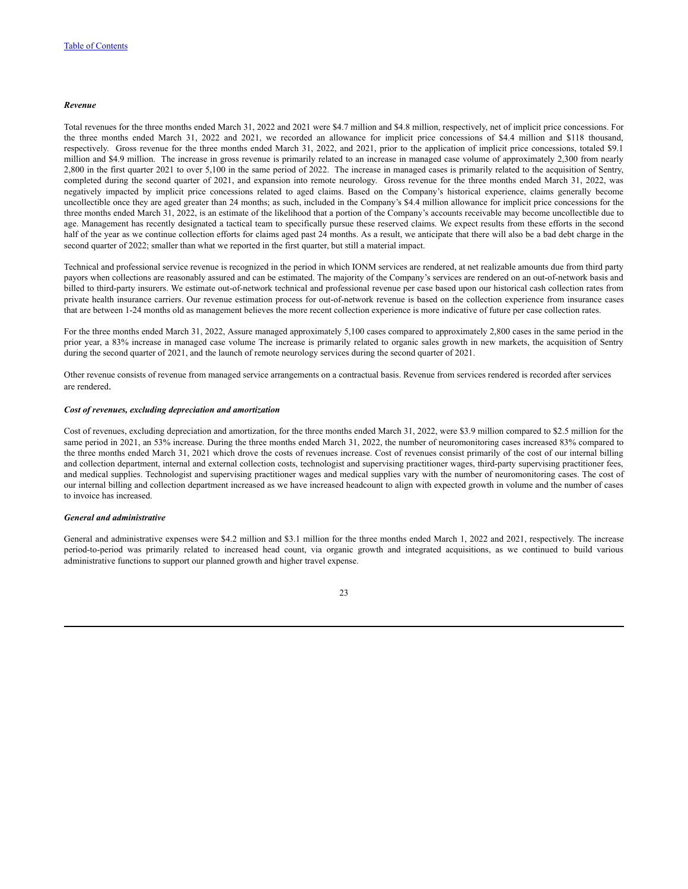*Revenue*

Total revenues for the three months ended March 31, 2022 and 2021 were $4.7 million and $4.8 million, respectively, net of implicit price concessions. For the three months ended March 31, 2022 and 2021, we recorded an allowance for implicit price concessions of $4.4 million and $118 thousand, respectively. Gross revenue for the three months ended March 31, 2022, and 2021, prior to the application of implicit price concessions, totaled $9.1 million and $4.9 million. The increase in gross revenue is primarily related to an increase in managed case volume of approximately 2,300 from nearly 2,800 in the first quarter 2021 to over 5,100 in the same period of 2022. The increase in managed cases is primarily related to the acquisition of Sentry, completed during the second quarter of 2021, and expansion into remote neurology. Gross revenue for the three months ended March 31, 2022, was negatively impacted by implicit price concessions related to aged claims. Based on the Company's historical experience, claims generally become uncollectible once they are aged greater than 24 months; as such, included in the Company's $4.4 million allowance for implicit price concessions for the three months ended March 31, 2022, is an estimate of the likelihood that a portion of the Company's accounts receivable may become uncollectible due to age. Management has recently designated a tactical team to specifically pursue these reserved claims. We expect results from these efforts in the second half of the year as we continue collection efforts for claims aged past 24 months. As a result, we anticipate that there will also be a bad debt charge in the second quarter of 2022; smaller than what we reported in the first quarter, but still a material impact.

Technical and professional service revenue is recognized in the period in which IONM services are rendered, at net realizable amounts due from third party payors when collections are reasonably assured and can be estimated. The majority of the Company's services are rendered on an out-of-network basis and billed to third-party insurers. We estimate out-of-network technical and professional revenue per case based upon our historical cash collection rates from private health insurance carriers. Our revenue estimation process for out-of-network revenue is based on the collection experience from insurance cases that are between 1-24 months old as management believes the more recent collection experience is more indicative of future per case collection rates.

For the three months ended March 31, 2022, Assure managed approximately 5,100 cases compared to approximately 2,800 cases in the same period in the prior year, a 83% increase in managed case volume The increase is primarily related to organic sales growth in new markets, the acquisition of Sentry during the second quarter of 2021, and the launch of remote neurology services during the second quarter of 2021.

Other revenue consists of revenue from managed service arrangements on a contractual basis. Revenue from services rendered is recorded after services are rendered.

*Cost of revenues, excluding depreciation and amortization*

Cost of revenues, excluding depreciation and amortization, for the three months ended March 31, 2022, were $3.9 million compared to $2.5 million for the same period in 2021, an 53% increase. During the three months ended March 31, 2022, the number of neuromonitoring cases increased 83% compared to the three months ended March 31, 2021 which drove the costs of revenues increase. Cost of revenues consist primarily of the cost of our internal billing and collection department, internal and external collection costs, technologist and supervising practitioner wages, third-party supervising practitioner fees, and medical supplies. Technologist and supervising practitioner wages and medical supplies vary with the number of neuromonitoring cases. The cost of our internal billing and collection department increased as we have increased headcount to align with expected growth in volume and the number of cases to invoice has increased.

*General and administrative*

General and administrative expenses were $4.2 million and $3.1 million for the three months ended March 1, 2022 and 2021, respectively. The increase period-to-period was primarily related to increased head count, via organic growth and integrated acquisitions, as we continued to build various administrative functions to support our planned growth and higher travel expense.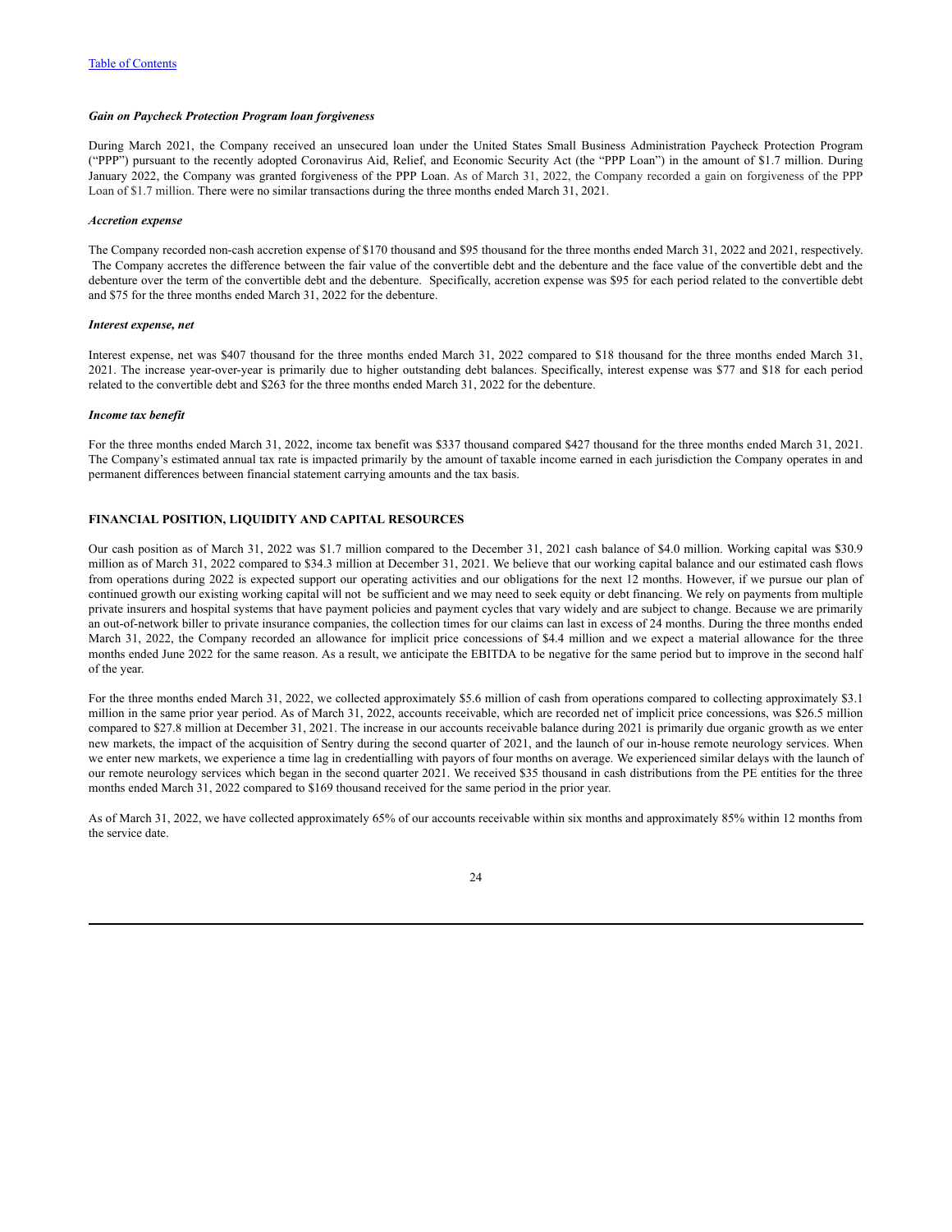*Gain on Paycheck Protection Program loan forgiveness*

During March 2021, the Company received an unsecured loan under the United States Small Business Administration Paycheck Protection Program ("PPP") pursuant to the recently adopted Coronavirus Aid, Relief, and Economic Security Act (the "PPP Loan") in the amount of $1.7 million. During January 2022, the Company was granted forgiveness of the PPP Loan. As of March 31, 2022, the Company recorded a gain on forgiveness of the PPP Loan of $1.7 million. There were no similar transactions during the three months ended March 31, 2021.

*Accretion expense*

The Company recorded non-cash accretion expense of $170 thousand and $95 thousand for the three months ended March 31, 2022 and 2021, respectively. The Company accretes the difference between the fair value of the convertible debt and the debenture and the face value of the convertible debt and the debenture over the term of the convertible debt and the debenture. Specifically, accretion expense was $95 for each period related to the convertible debt and $75 for the three months ended March 31, 2022 for the debenture.

*Interest expense, net*

Interest expense, net was $407 thousand for the three months ended March 31, 2022 compared to $18 thousand for the three months ended March 31, 2021. The increase year-over-year is primarily due to higher outstanding debt balances. Specifically, interest expense was $77 and $18 for each period related to the convertible debt and $263 for the three months ended March 31, 2022 for the debenture.

*Income tax benefit*

For the three months ended March 31, 2022, income tax benefit was $337 thousand compared $427 thousand for the three months ended March 31, 2021. The Company's estimated annual tax rate is impacted primarily by the amount of taxable income earned in each jurisdiction the Company operates in and permanent differences between financial statement carrying amounts and the tax basis.

**FINANCIAL POSITION, LIQUIDITY AND CAPITAL RESOURCES**

Our cash position as of March 31, 2022 was $1.7 million compared to the December 31, 2021 cash balance of $4.0 million. Working capital was $30.9 million as of March 31, 2022 compared to $34.3 million at December 31, 2021. We believe that our working capital balance and our estimated cash flows from operations during 2022 is expected support our operating activities and our obligations for the next 12 months. However, if we pursue our plan of continued growth our existing working capital will not be sufficient and we may need to seek equity or debt financing. We rely on payments from multiple private insurers and hospital systems that have payment policies and payment cycles that vary widely and are subject to change. Because we are primarily an out-of-network biller to private insurance companies, the collection times for our claims can last in excess of 24 months. During the three months ended March 31, 2022, the Company recorded an allowance for implicit price concessions of $4.4 million and we expect a material allowance for the three months ended June 2022 for the same reason. As a result, we anticipate the EBITDA to be negative for the same period but to improve in the second half of the year.

For the three months ended March 31, 2022, we collected approximately $5.6 million of cash from operations compared to collecting approximately $3.1 million in the same prior year period. As of March 31, 2022, accounts receivable, which are recorded net of implicit price concessions, was $26.5 million compared to $27.8 million at December 31, 2021. The increase in our accounts receivable balance during 2021 is primarily due organic growth as we enter new markets, the impact of the acquisition of Sentry during the second quarter of 2021, and the launch of our in-house remote neurology services. When we enter new markets, we experience a time lag in credentialling with payors of four months on average. We experienced similar delays with the launch of our remote neurology services which began in the second quarter 2021. We received $35 thousand in cash distributions from the PE entities for the three months ended March 31, 2022 compared to $169 thousand received for the same period in the prior year.

As of March 31, 2022, we have collected approximately 65% of our accounts receivable within six months and approximately 85% within 12 months from the service date.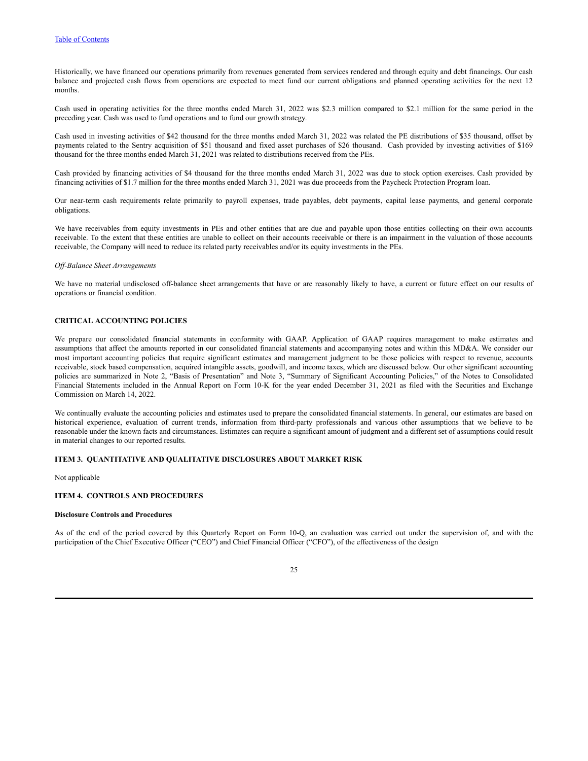Historically, we have financed our operations primarily from revenues generated from services rendered and through equity and debt financings. Our cash balance and projected cash flows from operations are expected to meet fund our current obligations and planned operating activities for the next 12 months.

Cash used in operating activities for the three months ended March 31, 2022 was $2.3 million compared to $2.1 million for the same period in the preceding year. Cash was used to fund operations and to fund our growth strategy.

Cash used in investing activities of $42 thousand for the three months ended March 31, 2022 was related the PE distributions of $35 thousand, offset by payments related to the Sentry acquisition of $51 thousand and fixed asset purchases of $26 thousand. Cash provided by investing activities of $169 thousand for the three months ended March 31, 2021 was related to distributions received from the PEs.

Cash provided by financing activities of $4 thousand for the three months ended March 31, 2022 was due to stock option exercises. Cash provided by financing activities of $1.7 million for the three months ended March 31, 2021 was due proceeds from the Paycheck Protection Program loan.

Our near-term cash requirements relate primarily to payroll expenses, trade payables, debt payments, capital lease payments, and general corporate obligations.

We have receivables from equity investments in PEs and other entities that are due and payable upon those entities collecting on their own accounts receivable. To the extent that these entities are unable to collect on their accounts receivable or there is an impairment in the valuation of those accounts receivable, the Company will need to reduce its related party receivables and/or its equity investments in the PEs.

*Off-Balance Sheet Arrangements*

We have no material undisclosed off-balance sheet arrangements that have or are reasonably likely to have, a current or future effect on our results of operations or financial condition.

## CRITICAL ACCOUNTING POLICIES

We prepare our consolidated financial statements in conformity with GAAP. Application of GAAP requires management to make estimates and assumptions that affect the amounts reported in our consolidated financial statements and accompanying notes and within this MD&A. We consider our most important accounting policies that require significant estimates and management judgment to be those policies with respect to revenue, accounts receivable, stock based compensation, acquired intangible assets, goodwill, and income taxes, which are discussed below. Our other significant accounting policies are summarized in Note 2, "Basis of Presentation" and Note 3, "Summary of Significant Accounting Policies," of the Notes to Consolidated Financial Statements included in the Annual Report on Form 10-K for the year ended December 31, 2021 as filed with the Securities and Exchange Commission on March 14, 2022.

We continually evaluate the accounting policies and estimates used to prepare the consolidated financial statements. In general, our estimates are based on historical experience, evaluation of current trends, information from third-party professionals and various other assumptions that we believe to be reasonable under the known facts and circumstances. Estimates can require a significant amount of judgment and a different set of assumptions could result in material changes to our reported results.

## ITEM 3. QUANTITATIVE AND QUALITATIVE DISCLOSURES ABOUT MARKET RISK

Not applicable

## ITEM 4. CONTROLS AND PROCEDURES

**Disclosure Controls and Procedures**

As of the end of the period covered by this Quarterly Report on Form 10-Q, an evaluation was carried out under the supervision of, and with the participation of the Chief Executive Officer ("CEO") and Chief Financial Officer ("CFO"), of the effectiveness of the design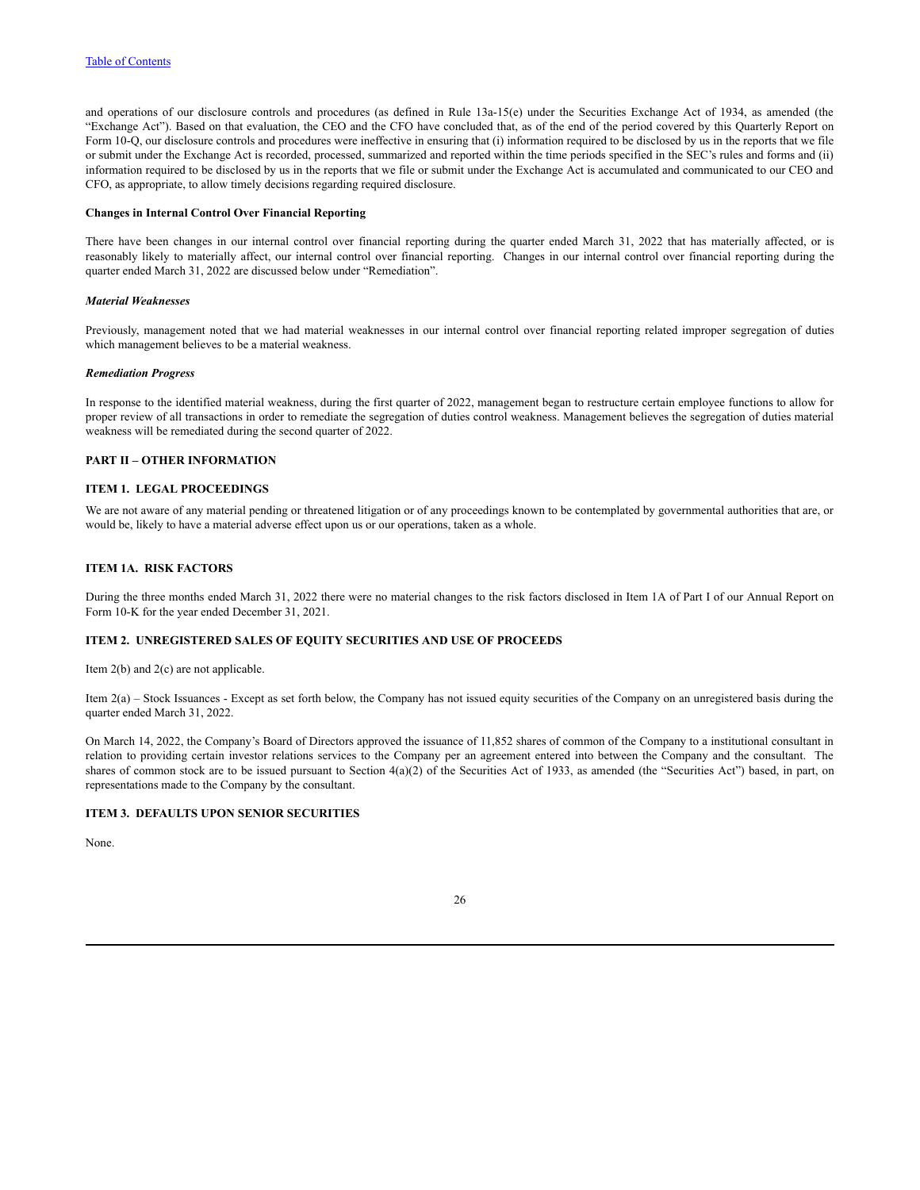and operations of our disclosure controls and procedures (as defined in Rule 13a-15(e) under the Securities Exchange Act of 1934, as amended (the "Exchange Act"). Based on that evaluation, the CEO and the CFO have concluded that, as of the end of the period covered by this Quarterly Report on Form 10-Q, our disclosure controls and procedures were ineffective in ensuring that (i) information required to be disclosed by us in the reports that we file or submit under the Exchange Act is recorded, processed, summarized and reported within the time periods specified in the SEC's rules and forms and (ii) information required to be disclosed by us in the reports that we file or submit under the Exchange Act is accumulated and communicated to our CEO and CFO, as appropriate, to allow timely decisions regarding required disclosure.

**Changes in Internal Control Over Financial Reporting**

There have been changes in our internal control over financial reporting during the quarter ended March 31, 2022 that has materially affected, or is reasonably likely to materially affect, our internal control over financial reporting. Changes in our internal control over financial reporting during the quarter ended March 31, 2022 are discussed below under "Remediation".

***Material Weaknesses***

Previously, management noted that we had material weaknesses in our internal control over financial reporting related improper segregation of duties which management believes to be a material weakness.

***Remediation Progress***

In response to the identified material weakness, during the first quarter of 2022, management began to restructure certain employee functions to allow for proper review of all transactions in order to remediate the segregation of duties control weakness. Management believes the segregation of duties material weakness will be remediated during the second quarter of 2022.

## PART II – OTHER INFORMATION

### ITEM 1. LEGAL PROCEEDINGS

We are not aware of any material pending or threatened litigation or of any proceedings known to be contemplated by governmental authorities that are, or would be, likely to have a material adverse effect upon us or our operations, taken as a whole.

### ITEM 1A. RISK FACTORS

During the three months ended March 31, 2022 there were no material changes to the risk factors disclosed in Item 1A of Part I of our Annual Report on Form 10-K for the year ended December 31, 2021.

### ITEM 2. UNREGISTERED SALES OF EQUITY SECURITIES AND USE OF PROCEEDS

Item 2(b) and 2(c) are not applicable.

Item 2(a) – Stock Issuances - Except as set forth below, the Company has not issued equity securities of the Company on an unregistered basis during the quarter ended March 31, 2022.

On March 14, 2022, the Company's Board of Directors approved the issuance of 11,852 shares of common of the Company to a institutional consultant in relation to providing certain investor relations services to the Company per an agreement entered into between the Company and the consultant. The shares of common stock are to be issued pursuant to Section 4(a)(2) of the Securities Act of 1933, as amended (the "Securities Act") based, in part, on representations made to the Company by the consultant.

### ITEM 3. DEFAULTS UPON SENIOR SECURITIES

None.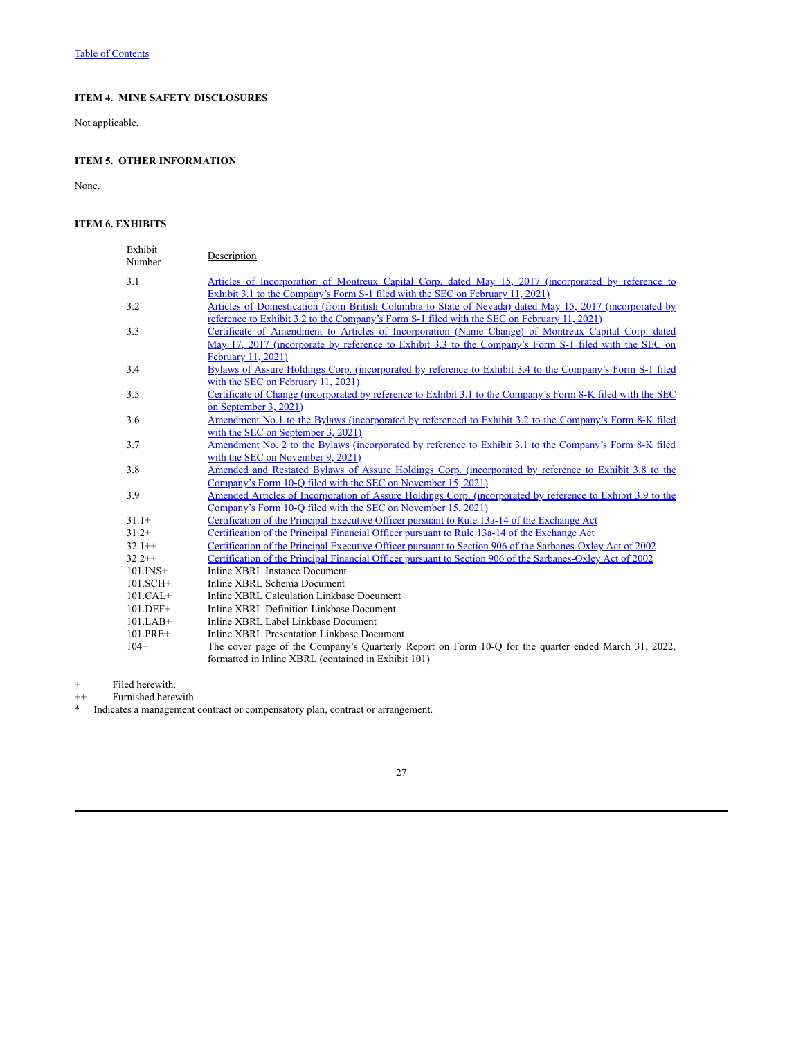[Table of Contents](#)

**ITEM 4. MINE SAFETY DISCLOSURES**

Not applicable.

**ITEM 5. OTHER INFORMATION**

None.

**ITEM 6. EXHIBITS**

| Exhibit Number | Description |
|---|---|
| 3.1 | Articles of Incorporation of Montreux Capital Corp. dated May 15, 2017 (incorporated by reference to Exhibit 3.1 to the Company's Form S-1 filed with the SEC on February 11, 2021) |
| 3.2 | Articles of Domestication (from British Columbia to State of Nevada) dated May 15, 2017 (incorporated by reference to Exhibit 3.2 to the Company's Form S-1 filed with the SEC on February 11, 2021) |
| 3.3 | Certificate of Amendment to Articles of Incorporation (Name Change) of Montreux Capital Corp. dated May 17, 2017 (incorporate by reference to Exhibit 3.3 to the Company's Form S-1 filed with the SEC on February 11, 2021) |
| 3.4 | Bylaws of Assure Holdings Corp. (incorporated by reference to Exhibit 3.4 to the Company's Form S-1 filed with the SEC on February 11, 2021) |
| 3.5 | Certificate of Change (incorporated by reference to Exhibit 3.1 to the Company's Form 8-K filed with the SEC on September 3, 2021) |
| 3.6 | Amendment No.1 to the Bylaws (incorporated by referenced to Exhibit 3.2 to the Company's Form 8-K filed with the SEC on September 3, 2021) |
| 3.7 | Amendment No. 2 to the Bylaws (incorporated by reference to Exhibit 3.1 to the Company's Form 8-K filed with the SEC on November 9, 2021) |
| 3.8 | Amended and Restated Bylaws of Assure Holdings Corp. (incorporated by reference to Exhibit 3.8 to the Company's Form 10-Q filed with the SEC on November 15, 2021) |
| 3.9 | Amended Articles of Incorporation of Assure Holdings Corp. (incorporated by reference to Exhibit 3.9 to the Company's Form 10-Q filed with the SEC on November 15, 2021) |
| 31.1+ | Certification of the Principal Executive Officer pursuant to Rule 13a-14 of the Exchange Act |
| 31.2+ | Certification of the Principal Financial Officer pursuant to Rule 13a-14 of the Exchange Act |
| 32.1++ | Certification of the Principal Executive Officer pursuant to Section 906 of the Sarbanes-Oxley Act of 2002 |
| 32.2++ | Certification of the Principal Financial Officer pursuant to Section 906 of the Sarbanes-Oxley Act of 2002 |
| 101.INS+ | Inline XBRL Instance Document |
| 101.SCH+ | Inline XBRL Schema Document |
| 101.CAL+ | Inline XBRL Calculation Linkbase Document |
| 101.DEF+ | Inline XBRL Definition Linkbase Document |
| 101.LAB+ | Inline XBRL Label Linkbase Document |
| 101.PRE+ | Inline XBRL Presentation Linkbase Document |
| 104+ | The cover page of the Company's Quarterly Report on Form 10-Q for the quarter ended March 31, 2022, formatted in Inline XBRL (contained in Exhibit 101) |

\+ Filed herewith.

++ Furnished herewith.

\* Indicates a management contract or compensatory plan, contract or arrangement.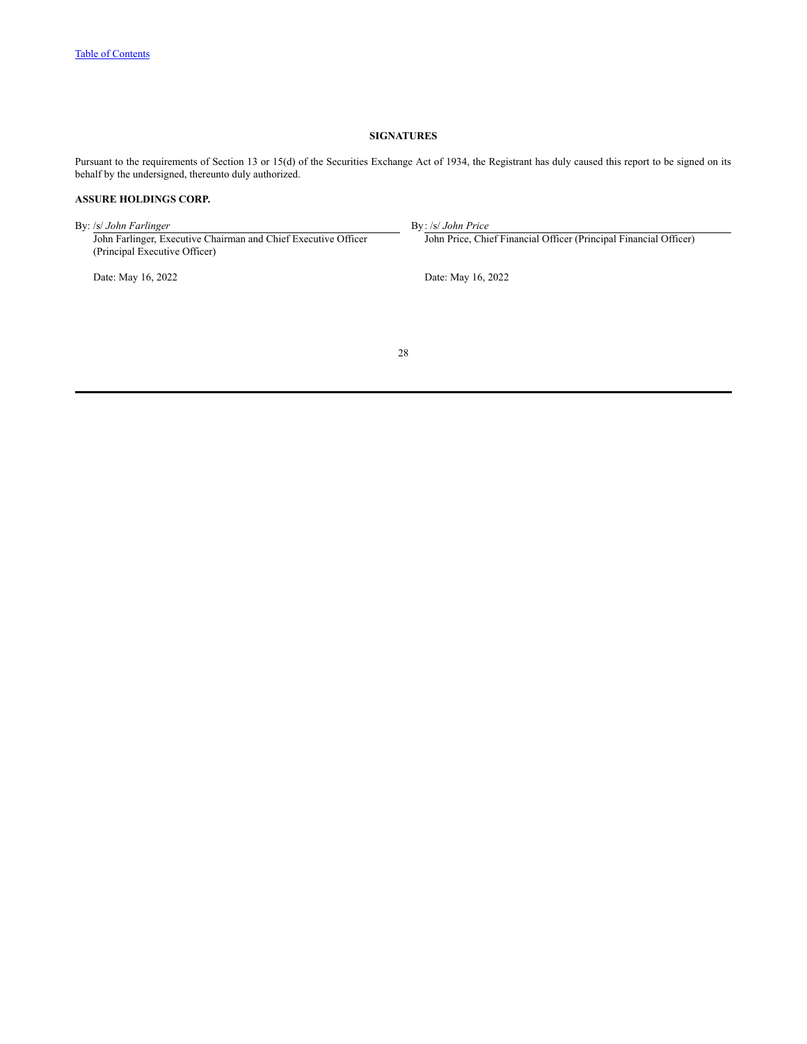## SIGNATURES

Pursuant to the requirements of Section 13 or 15(d) of the Securities Exchange Act of 1934, the Registrant has duly caused this report to be signed on its behalf by the undersigned, thereunto duly authorized.

**ASSURE HOLDINGS CORP.**

| | |
|---|---|
| By: /s/ *John Farlinger* | By: /s/ *John Price* |
| John Farlinger, Executive Chairman and Chief Executive Officer (Principal Executive Officer) | John Price, Chief Financial Officer (Principal Financial Officer) |
| Date: May 16, 2022 | Date: May 16, 2022 |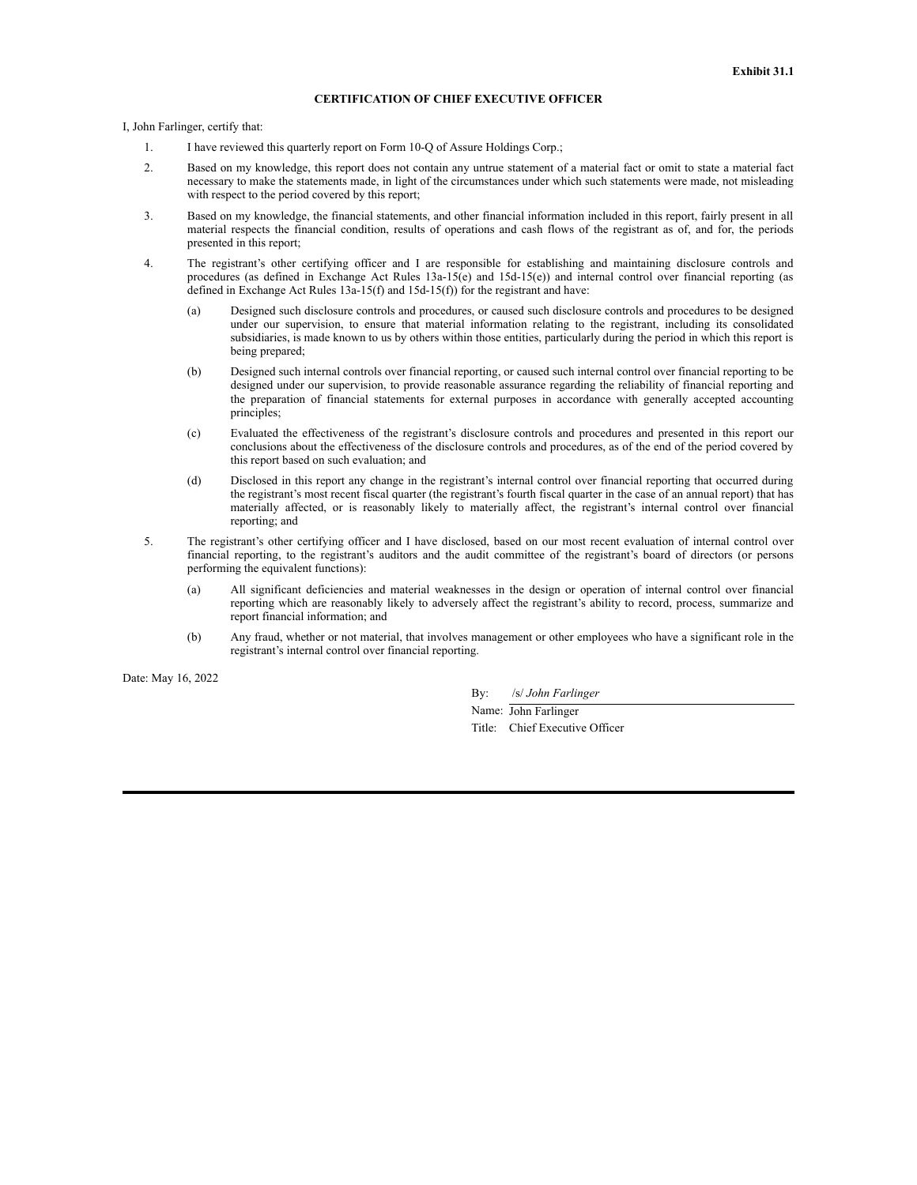**Exhibit 31.1**

**CERTIFICATION OF CHIEF EXECUTIVE OFFICER**

I, John Farlinger, certify that:

1. I have reviewed this quarterly report on Form 10-Q of Assure Holdings Corp.;

2. Based on my knowledge, this report does not contain any untrue statement of a material fact or omit to state a material fact necessary to make the statements made, in light of the circumstances under which such statements were made, not misleading with respect to the period covered by this report;

3. Based on my knowledge, the financial statements, and other financial information included in this report, fairly present in all material respects the financial condition, results of operations and cash flows of the registrant as of, and for, the periods presented in this report;

4. The registrant's other certifying officer and I are responsible for establishing and maintaining disclosure controls and procedures (as defined in Exchange Act Rules 13a-15(e) and 15d-15(e)) and internal control over financial reporting (as defined in Exchange Act Rules 13a-15(f) and 15d-15(f)) for the registrant and have:

   (a) Designed such disclosure controls and procedures, or caused such disclosure controls and procedures to be designed under our supervision, to ensure that material information relating to the registrant, including its consolidated subsidiaries, is made known to us by others within those entities, particularly during the period in which this report is being prepared;

   (b) Designed such internal controls over financial reporting, or caused such internal control over financial reporting to be designed under our supervision, to provide reasonable assurance regarding the reliability of financial reporting and the preparation of financial statements for external purposes in accordance with generally accepted accounting principles;

   (c) Evaluated the effectiveness of the registrant's disclosure controls and procedures and presented in this report our conclusions about the effectiveness of the disclosure controls and procedures, as of the end of the period covered by this report based on such evaluation; and

   (d) Disclosed in this report any change in the registrant's internal control over financial reporting that occurred during the registrant's most recent fiscal quarter (the registrant's fourth fiscal quarter in the case of an annual report) that has materially affected, or is reasonably likely to materially affect, the registrant's internal control over financial reporting; and

5. The registrant's other certifying officer and I have disclosed, based on our most recent evaluation of internal control over financial reporting, to the registrant's auditors and the audit committee of the registrant's board of directors (or persons performing the equivalent functions):

   (a) All significant deficiencies and material weaknesses in the design or operation of internal control over financial reporting which are reasonably likely to adversely affect the registrant's ability to record, process, summarize and report financial information; and

   (b) Any fraud, whether or not material, that involves management or other employees who have a significant role in the registrant's internal control over financial reporting.

Date: May 16, 2022

By: /s/ *John Farlinger*
Name: John Farlinger
Title: Chief Executive Officer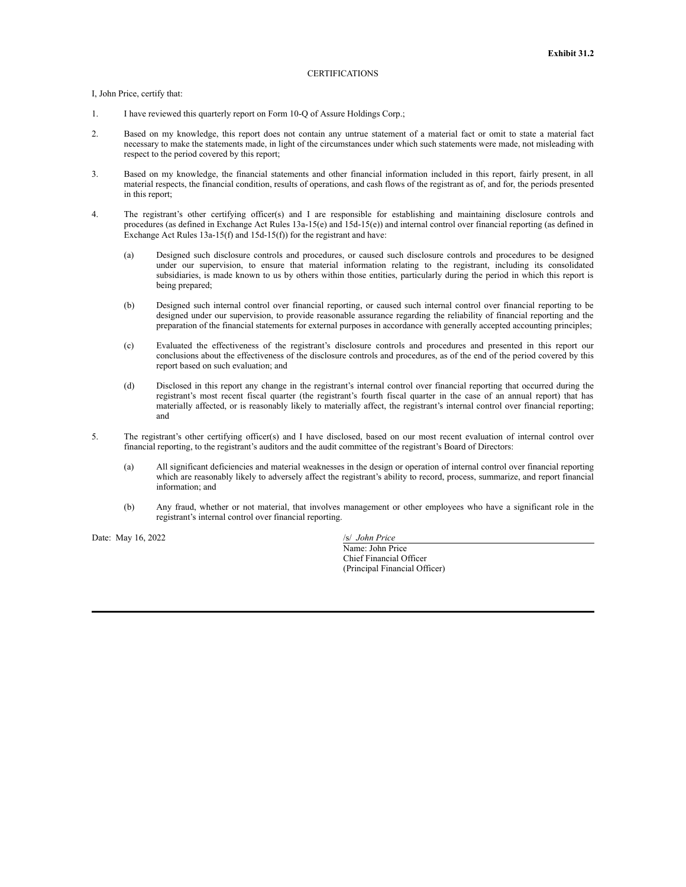**Exhibit 31.2**

CERTIFICATIONS

I, John Price, certify that:

1. I have reviewed this quarterly report on Form 10-Q of Assure Holdings Corp.;

2. Based on my knowledge, this report does not contain any untrue statement of a material fact or omit to state a material fact necessary to make the statements made, in light of the circumstances under which such statements were made, not misleading with respect to the period covered by this report;

3. Based on my knowledge, the financial statements and other financial information included in this report, fairly present, in all material respects, the financial condition, results of operations, and cash flows of the registrant as of, and for, the periods presented in this report;

4. The registrant's other certifying officer(s) and I are responsible for establishing and maintaining disclosure controls and procedures (as defined in Exchange Act Rules 13a-15(e) and 15d-15(e)) and internal control over financial reporting (as defined in Exchange Act Rules 13a-15(f) and 15d-15(f)) for the registrant and have:

   (a) Designed such disclosure controls and procedures, or caused such disclosure controls and procedures to be designed under our supervision, to ensure that material information relating to the registrant, including its consolidated subsidiaries, is made known to us by others within those entities, particularly during the period in which this report is being prepared;

   (b) Designed such internal control over financial reporting, or caused such internal control over financial reporting to be designed under our supervision, to provide reasonable assurance regarding the reliability of financial reporting and the preparation of the financial statements for external purposes in accordance with generally accepted accounting principles;

   (c) Evaluated the effectiveness of the registrant's disclosure controls and procedures and presented in this report our conclusions about the effectiveness of the disclosure controls and procedures, as of the end of the period covered by this report based on such evaluation; and

   (d) Disclosed in this report any change in the registrant's internal control over financial reporting that occurred during the registrant's most recent fiscal quarter (the registrant's fourth fiscal quarter in the case of an annual report) that has materially affected, or is reasonably likely to materially affect, the registrant's internal control over financial reporting; and

5. The registrant's other certifying officer(s) and I have disclosed, based on our most recent evaluation of internal control over financial reporting, to the registrant's auditors and the audit committee of the registrant's Board of Directors:

   (a) All significant deficiencies and material weaknesses in the design or operation of internal control over financial reporting which are reasonably likely to adversely affect the registrant's ability to record, process, summarize, and report financial information; and

   (b) Any fraud, whether or not material, that involves management or other employees who have a significant role in the registrant's internal control over financial reporting.

Date: May 16, 2022

/s/ *John Price*
Name: John Price
Chief Financial Officer
(Principal Financial Officer)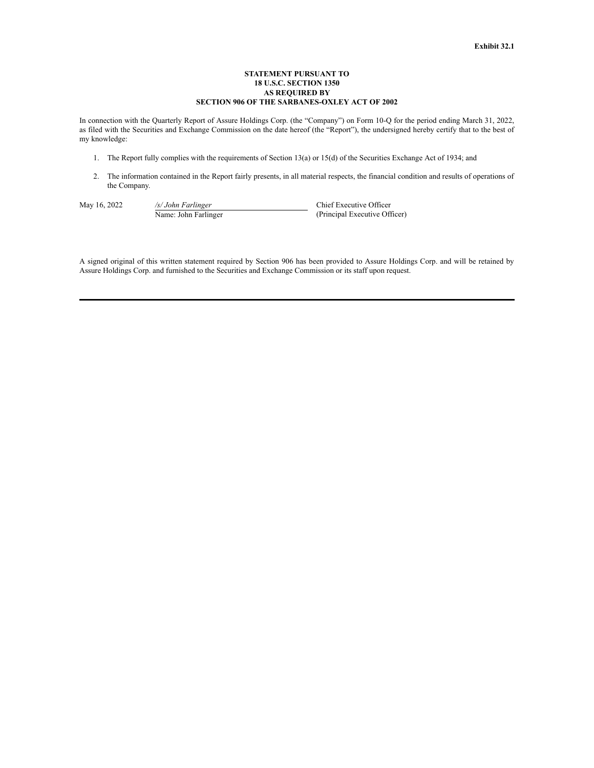**Exhibit 32.1**

**STATEMENT PURSUANT TO**
**18 U.S.C. SECTION 1350**
**AS REQUIRED BY**
**SECTION 906 OF THE SARBANES-OXLEY ACT OF 2002**

In connection with the Quarterly Report of Assure Holdings Corp. (the "Company") on Form 10-Q for the period ending March 31, 2022, as filed with the Securities and Exchange Commission on the date hereof (the "Report"), the undersigned hereby certify that to the best of my knowledge:

1. The Report fully complies with the requirements of Section 13(a) or 15(d) of the Securities Exchange Act of 1934; and

2. The information contained in the Report fairly presents, in all material respects, the financial condition and results of operations of the Company.

| May 16, 2022 | */s/ John Farlinger* | Chief Executive Officer |
|---|---|---|
| | Name: John Farlinger | (Principal Executive Officer) |

A signed original of this written statement required by Section 906 has been provided to Assure Holdings Corp. and will be retained by Assure Holdings Corp. and furnished to the Securities and Exchange Commission or its staff upon request.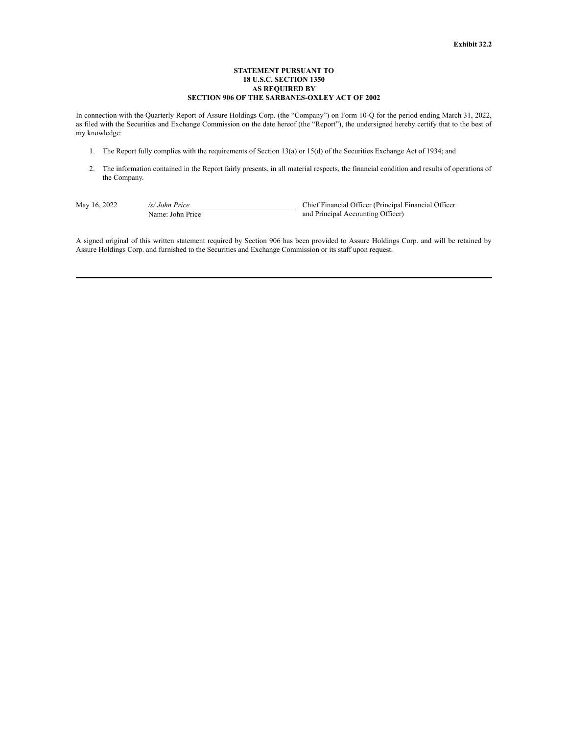**Exhibit 32.2**

**STATEMENT PURSUANT TO**
**18 U.S.C. SECTION 1350**
**AS REQUIRED BY**
**SECTION 906 OF THE SARBANES-OXLEY ACT OF 2002**

In connection with the Quarterly Report of Assure Holdings Corp. (the "Company") on Form 10-Q for the period ending March 31, 2022, as filed with the Securities and Exchange Commission on the date hereof (the "Report"), the undersigned hereby certify that to the best of my knowledge:

1. The Report fully complies with the requirements of Section 13(a) or 15(d) of the Securities Exchange Act of 1934; and

2. The information contained in the Report fairly presents, in all material respects, the financial condition and results of operations of the Company.

| | | |
|---|---|---|
| May 16, 2022 | */s/ John Price* <br> Name: John Price | Chief Financial Officer (Principal Financial Officer and Principal Accounting Officer) |

A signed original of this written statement required by Section 906 has been provided to Assure Holdings Corp. and will be retained by Assure Holdings Corp. and furnished to the Securities and Exchange Commission or its staff upon request.